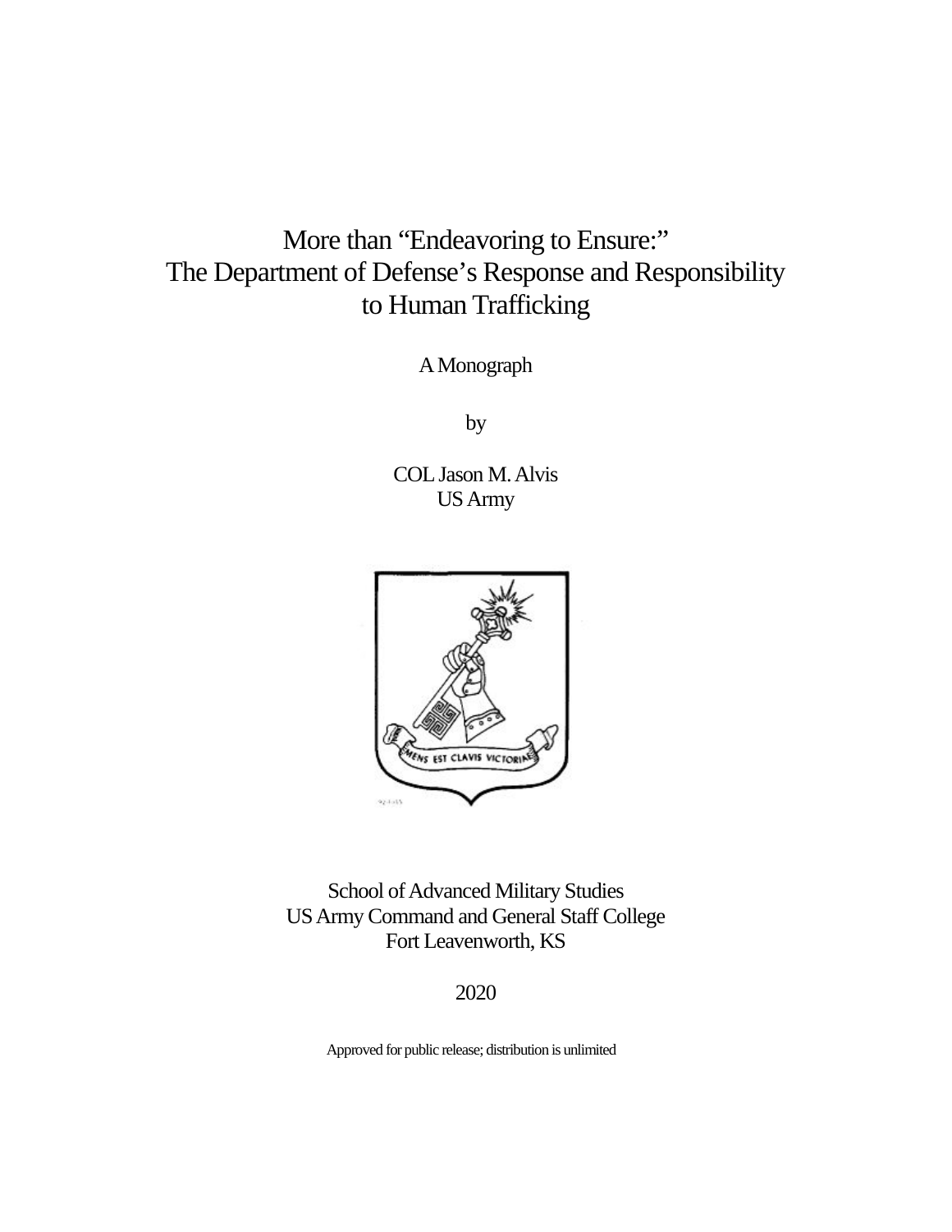# More than "Endeavoring to Ensure:" The Department of Defense's Response and Responsibility to Human Trafficking

A Monograph

by

COL Jason M. Alvis
US Army

School of Advanced Military Studies
US Army Command and General Staff College
Fort Leavenworth, KS

2020

Approved for public release; distribution is unlimited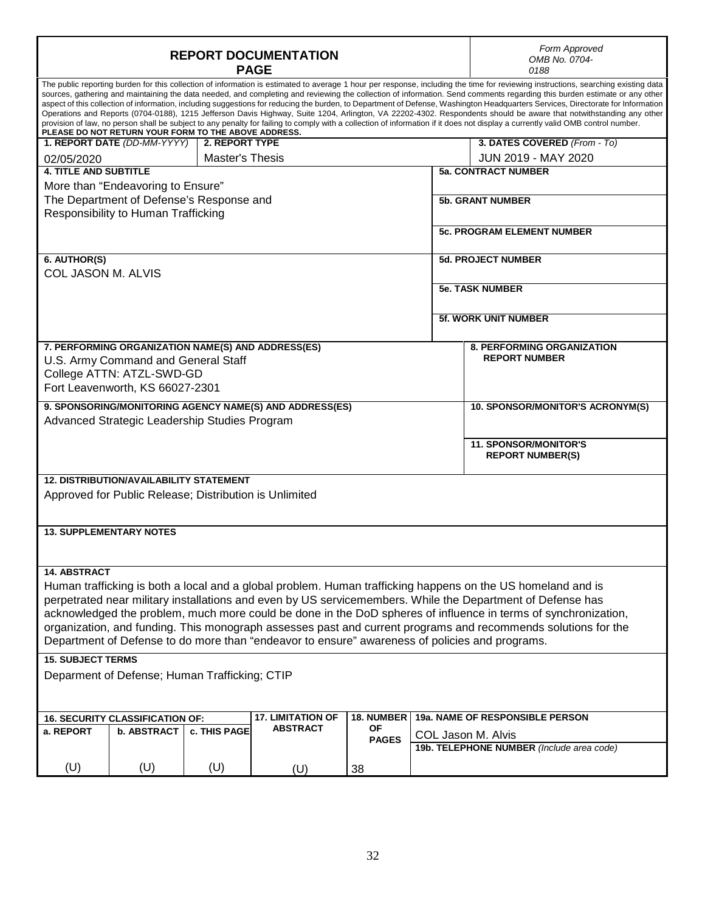## REPORT DOCUMENTATION PAGE

*Form Approved OMB No. 0704-0188*

The public reporting burden for this collection of information is estimated to average 1 hour per response, including the time for reviewing instructions, searching existing data sources, gathering and maintaining the data needed, and completing and reviewing the collection of information. Send comments regarding this burden estimate or any other aspect of this collection of information, including suggestions for reducing the burden, to Department of Defense, Washington Headquarters Services, Directorate for Information Operations and Reports (0704-0188), 1215 Jefferson Davis Highway, Suite 1204, Arlington, VA 22202-4302. Respondents should be aware that notwithstanding any other provision of law, no person shall be subject to any penalty for failing to comply with a collection of information if it does not display a currently valid OMB control number.
**PLEASE DO NOT RETURN YOUR FORM TO THE ABOVE ADDRESS.**

| 1. REPORT DATE *(DD-MM-YYYY)* | 2. REPORT TYPE | 3. DATES COVERED *(From - To)* |
|---|---|---|
| 02/05/2020 | Master's Thesis | JUN 2019 - MAY 2020 |

**4. TITLE AND SUBTITLE**
More than "Endeavoring to Ensure"
The Department of Defense's Response and Responsibility to Human Trafficking

**5a. CONTRACT NUMBER**

**5b. GRANT NUMBER**

**5c. PROGRAM ELEMENT NUMBER**

**6. AUTHOR(S)**
COL JASON M. ALVIS

**5d. PROJECT NUMBER**

**5e. TASK NUMBER**

**5f. WORK UNIT NUMBER**

**7. PERFORMING ORGANIZATION NAME(S) AND ADDRESS(ES)**
U.S. Army Command and General Staff College ATTN: ATZL-SWD-GD
Fort Leavenworth, KS 66027-2301

**8. PERFORMING ORGANIZATION REPORT NUMBER**

**9. SPONSORING/MONITORING AGENCY NAME(S) AND ADDRESS(ES)**
Advanced Strategic Leadership Studies Program

**10. SPONSOR/MONITOR'S ACRONYM(S)**

**11. SPONSOR/MONITOR'S REPORT NUMBER(S)**

**12. DISTRIBUTION/AVAILABILITY STATEMENT**
Approved for Public Release; Distribution is Unlimited

**13. SUPPLEMENTARY NOTES**

**14. ABSTRACT**
Human trafficking is both a local and a global problem. Human trafficking happens on the US homeland and is perpetrated near military installations and even by US servicemembers. While the Department of Defense has acknowledged the problem, much more could be done in the DoD spheres of influence in terms of synchronization, organization, and funding. This monograph assesses past and current programs and recommends solutions for the Department of Defense to do more than "endeavor to ensure" awareness of policies and programs.

**15. SUBJECT TERMS**
Deparment of Defense; Human Trafficking; CTIP

| 16. SECURITY CLASSIFICATION OF: | | | 17. LIMITATION OF ABSTRACT | 18. NUMBER OF PAGES | 19a. NAME OF RESPONSIBLE PERSON |
|---|---|---|---|---|---|
| a. REPORT | b. ABSTRACT | c. THIS PAGE | | | COL Jason M. Alvis |
| | | | | | 19b. TELEPHONE NUMBER *(Include area code)* |
| (U) | (U) | (U) | (U) | 38 | |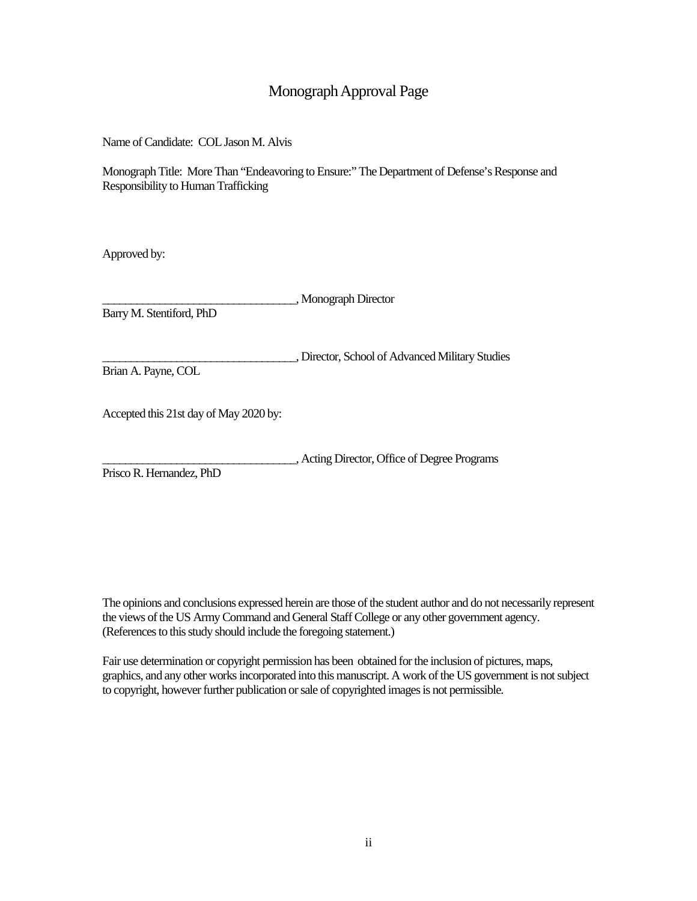# Monograph Approval Page

Name of Candidate: COL Jason M. Alvis

Monograph Title: More Than "Endeavoring to Ensure:" The Department of Defense's Response and Responsibility to Human Trafficking

Approved by:

__________________________________, Monograph Director
Barry M. Stentiford, PhD

__________________________________, Director, School of Advanced Military Studies
Brian A. Payne, COL

Accepted this 21st day of May 2020 by:

__________________________________, Acting Director, Office of Degree Programs
Prisco R. Hernandez, PhD

The opinions and conclusions expressed herein are those of the student author and do not necessarily represent the views of the US Army Command and General Staff College or any other government agency. (References to this study should include the foregoing statement.)

Fair use determination or copyright permission has been obtained for the inclusion of pictures, maps, graphics, and any other works incorporated into this manuscript. A work of the US government is not subject to copyright, however further publication or sale of copyrighted images is not permissible.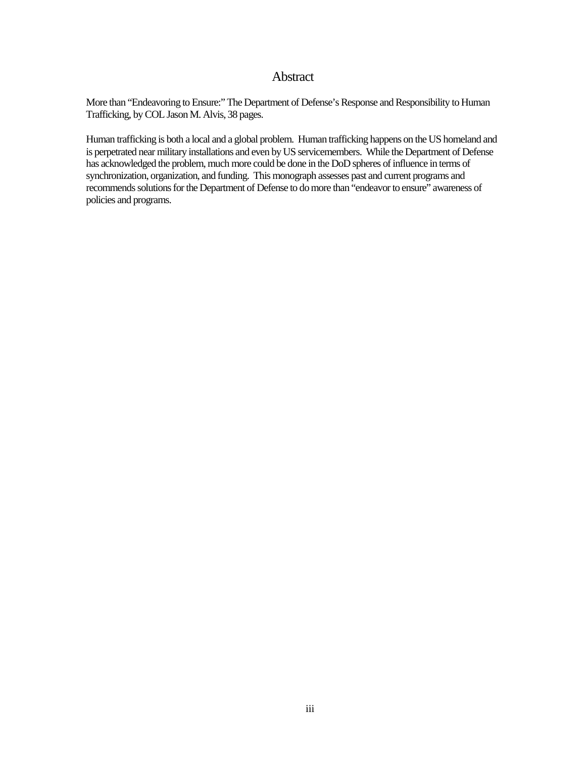# Abstract

More than "Endeavoring to Ensure:" The Department of Defense's Response and Responsibility to Human Trafficking, by COL Jason M. Alvis, 38 pages.

Human trafficking is both a local and a global problem. Human trafficking happens on the US homeland and is perpetrated near military installations and even by US servicemembers. While the Department of Defense has acknowledged the problem, much more could be done in the DoD spheres of influence in terms of synchronization, organization, and funding. This monograph assesses past and current programs and recommends solutions for the Department of Defense to do more than "endeavor to ensure" awareness of policies and programs.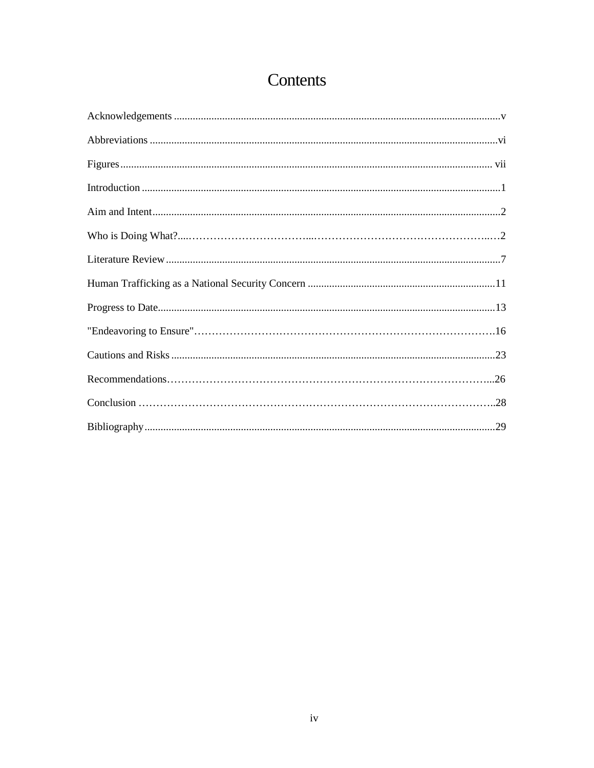# Contents

Acknowledgements ..... v

Abbreviations ..... vi

Figures ..... vii

Introduction ..... 1

Aim and Intent ..... 2

Who is Doing What? ..... 2

Literature Review ..... 7

Human Trafficking as a National Security Concern ..... 11

Progress to Date ..... 13

"Endeavoring to Ensure" ..... 16

Cautions and Risks ..... 23

Recommendations ..... 26

Conclusion ..... 28

Bibliography ..... 29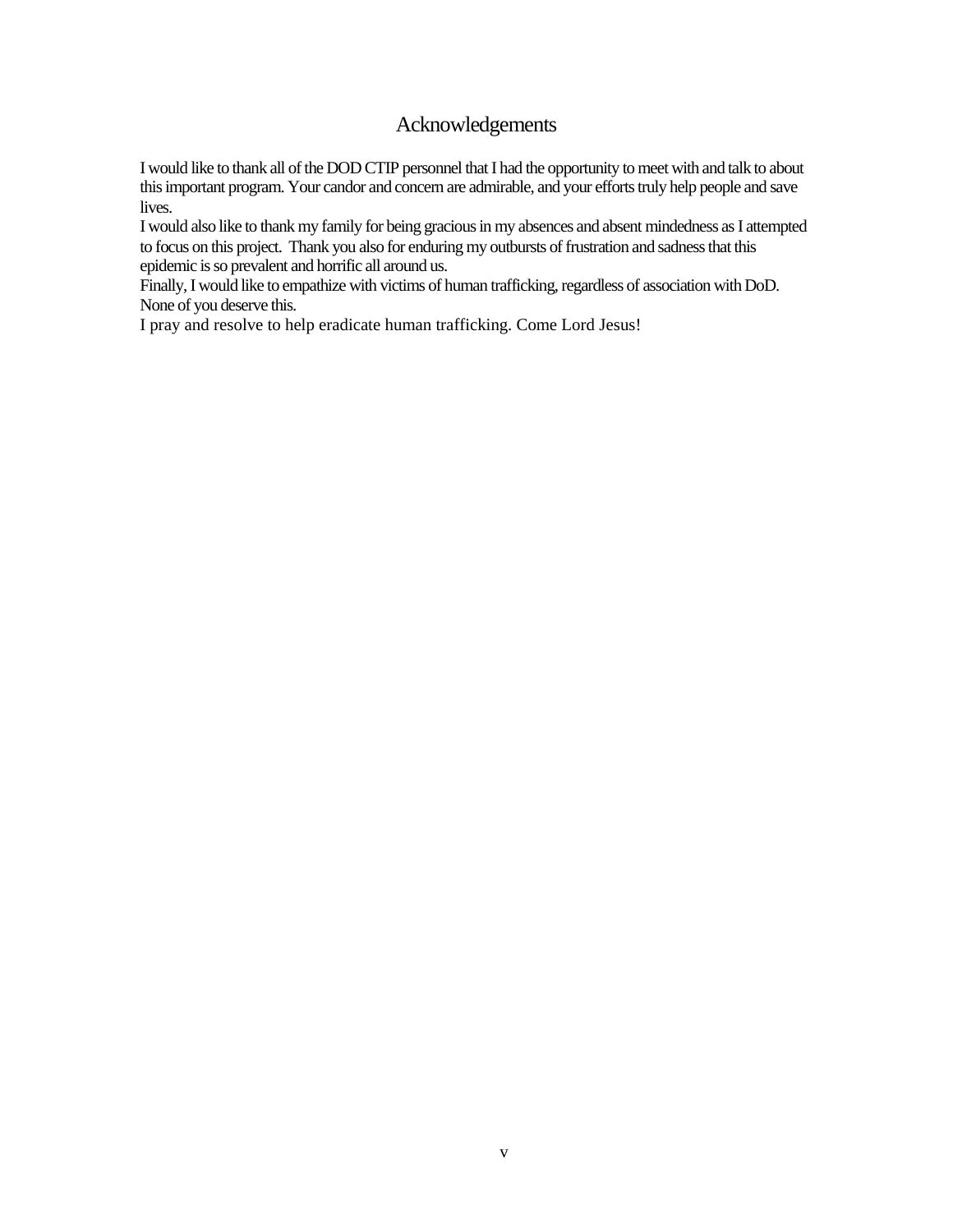# Acknowledgements

I would like to thank all of the DOD CTIP personnel that I had the opportunity to meet with and talk to about this important program. Your candor and concern are admirable, and your efforts truly help people and save lives.

I would also like to thank my family for being gracious in my absences and absent mindedness as I attempted to focus on this project. Thank you also for enduring my outbursts of frustration and sadness that this epidemic is so prevalent and horrific all around us.

Finally, I would like to empathize with victims of human trafficking, regardless of association with DoD. None of you deserve this.

I pray and resolve to help eradicate human trafficking. Come Lord Jesus!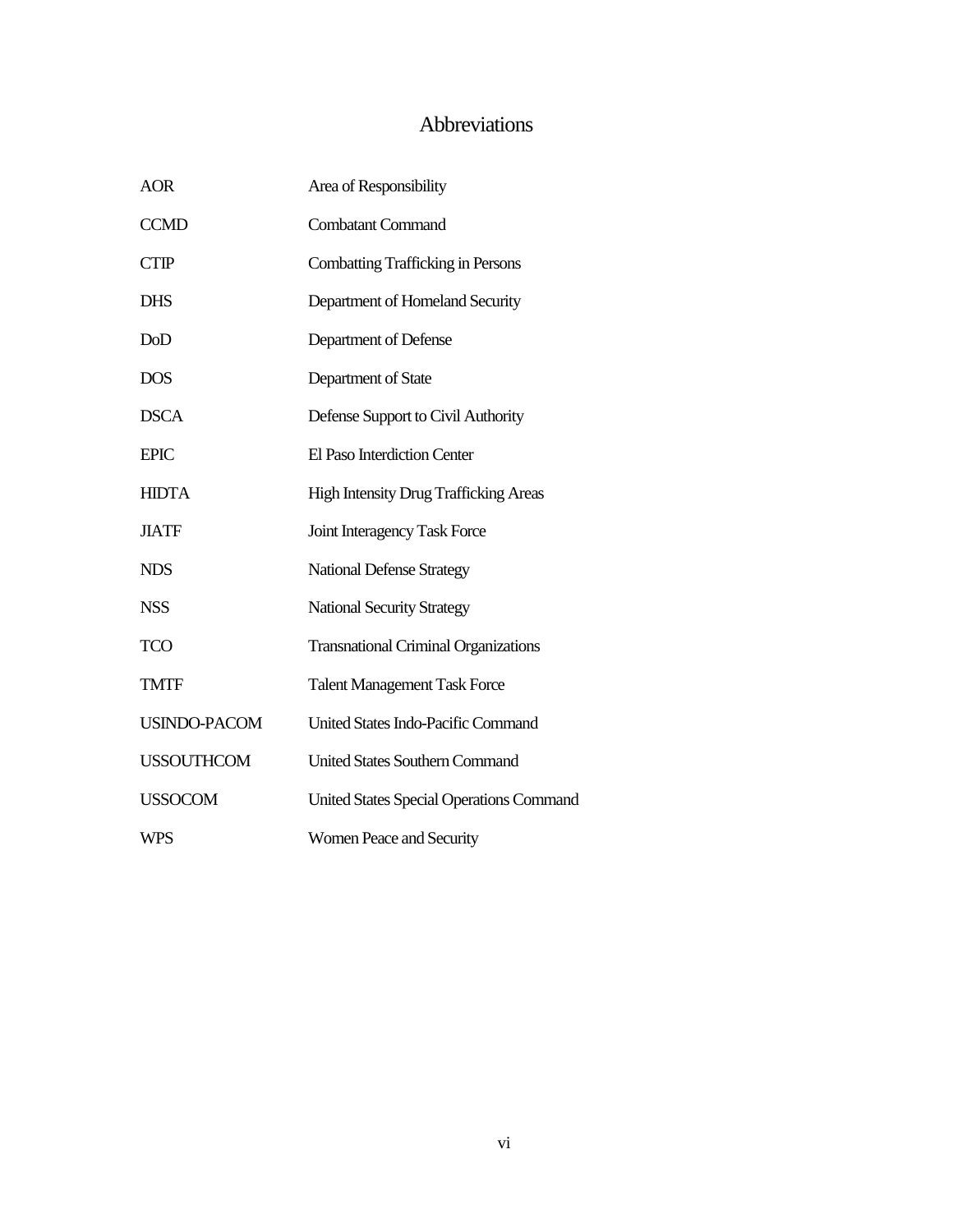# Abbreviations

| | |
|---|---|
| AOR | Area of Responsibility |
| CCMD | Combatant Command |
| CTIP | Combatting Trafficking in Persons |
| DHS | Department of Homeland Security |
| DoD | Department of Defense |
| DOS | Department of State |
| DSCA | Defense Support to Civil Authority |
| EPIC | El Paso Interdiction Center |
| HIDTA | High Intensity Drug Trafficking Areas |
| JIATF | Joint Interagency Task Force |
| NDS | National Defense Strategy |
| NSS | National Security Strategy |
| TCO | Transnational Criminal Organizations |
| TMTF | Talent Management Task Force |
| USINDO-PACOM | United States Indo-Pacific Command |
| USSOUTHCOM | United States Southern Command |
| USSOCOM | United States Special Operations Command |
| WPS | Women Peace and Security |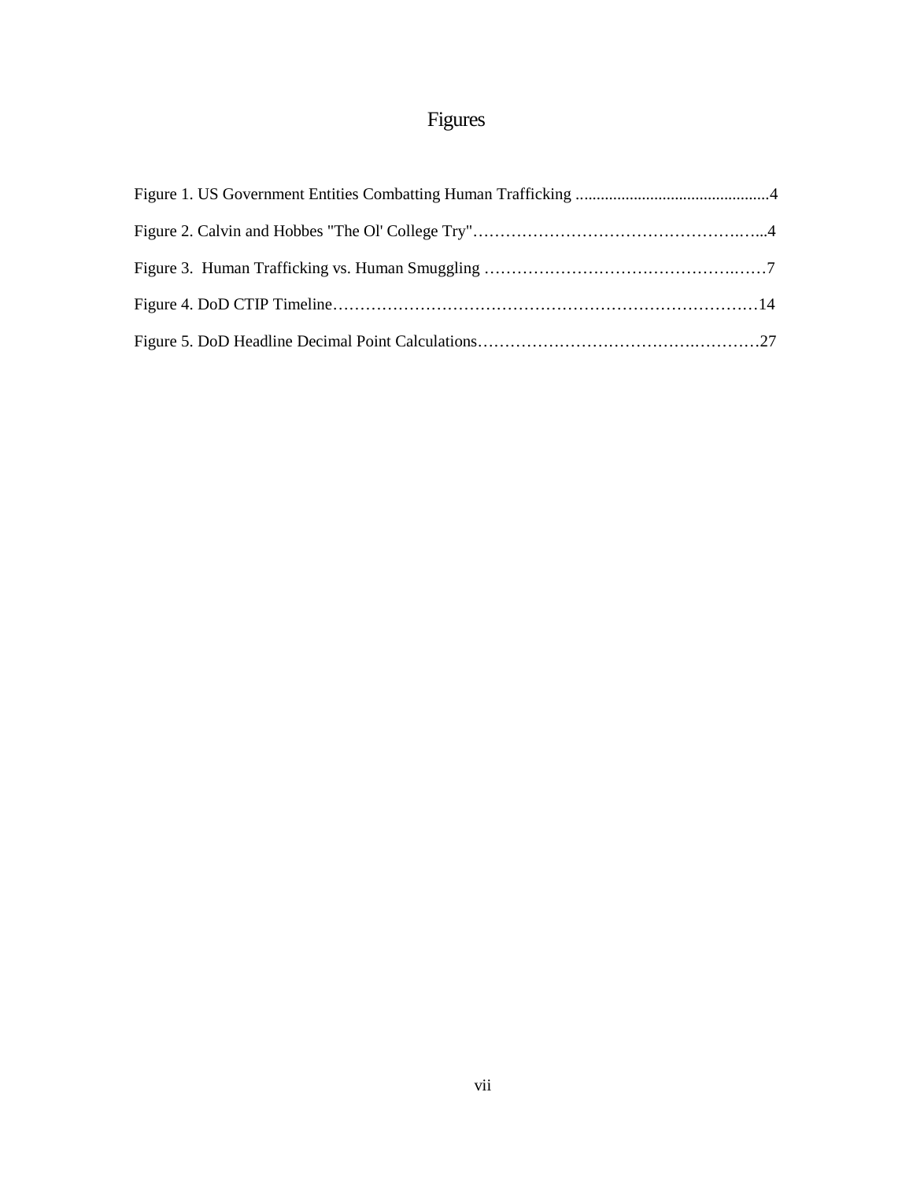# Figures

Figure 1. US Government Entities Combatting Human Trafficking ...............................................4

Figure 2. Calvin and Hobbes "The Ol' College Try"……………………………………………..…..4

Figure 3. Human Trafficking vs. Human Smuggling ………………………………………….……7

Figure 4. DoD CTIP Timeline……………………………………………………………………….14

Figure 5. DoD Headline Decimal Point Calculations…………………………………….…………27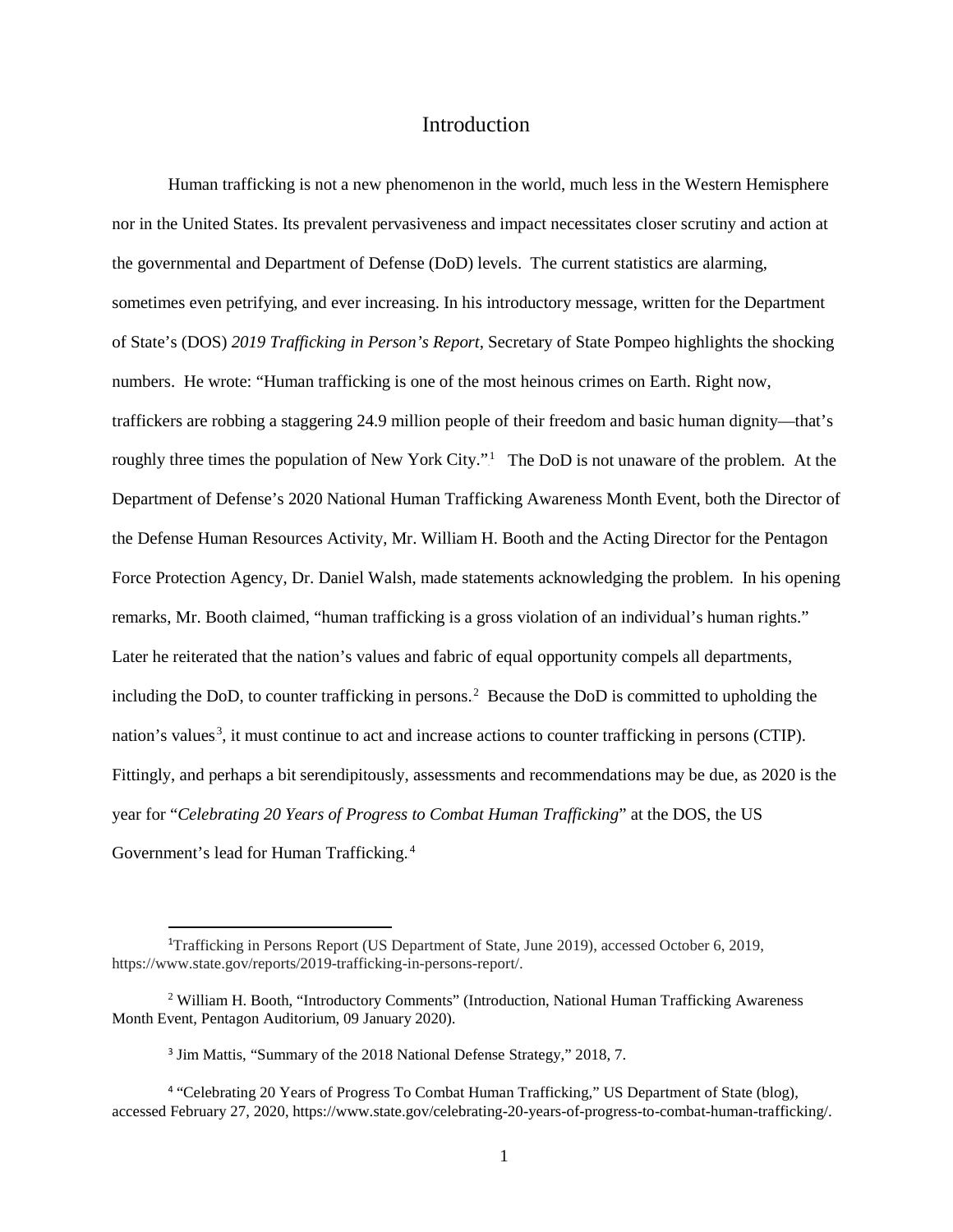# Introduction

Human trafficking is not a new phenomenon in the world, much less in the Western Hemisphere nor in the United States. Its prevalent pervasiveness and impact necessitates closer scrutiny and action at the governmental and Department of Defense (DoD) levels. The current statistics are alarming, sometimes even petrifying, and ever increasing. In his introductory message, written for the Department of State's (DOS) *2019 Trafficking in Person's Report*, Secretary of State Pompeo highlights the shocking numbers. He wrote: "Human trafficking is one of the most heinous crimes on Earth. Right now, traffickers are robbing a staggering 24.9 million people of their freedom and basic human dignity—that's roughly three times the population of New York City."[1] The DoD is not unaware of the problem. At the Department of Defense's 2020 National Human Trafficking Awareness Month Event, both the Director of the Defense Human Resources Activity, Mr. William H. Booth and the Acting Director for the Pentagon Force Protection Agency, Dr. Daniel Walsh, made statements acknowledging the problem. In his opening remarks, Mr. Booth claimed, "human trafficking is a gross violation of an individual's human rights." Later he reiterated that the nation's values and fabric of equal opportunity compels all departments, including the DoD, to counter trafficking in persons.[2] Because the DoD is committed to upholding the nation's values[3], it must continue to act and increase actions to counter trafficking in persons (CTIP). Fittingly, and perhaps a bit serendipitously, assessments and recommendations may be due, as 2020 is the year for "*Celebrating 20 Years of Progress to Combat Human Trafficking*" at the DOS, the US Government's lead for Human Trafficking.[4]

---

[1] Trafficking in Persons Report (US Department of State, June 2019), accessed October 6, 2019, https://www.state.gov/reports/2019-trafficking-in-persons-report/.

[2] William H. Booth, "Introductory Comments" (Introduction, National Human Trafficking Awareness Month Event, Pentagon Auditorium, 09 January 2020).

[3] Jim Mattis, "Summary of the 2018 National Defense Strategy," 2018, 7.

[4] "Celebrating 20 Years of Progress To Combat Human Trafficking," US Department of State (blog), accessed February 27, 2020, https://www.state.gov/celebrating-20-years-of-progress-to-combat-human-trafficking/.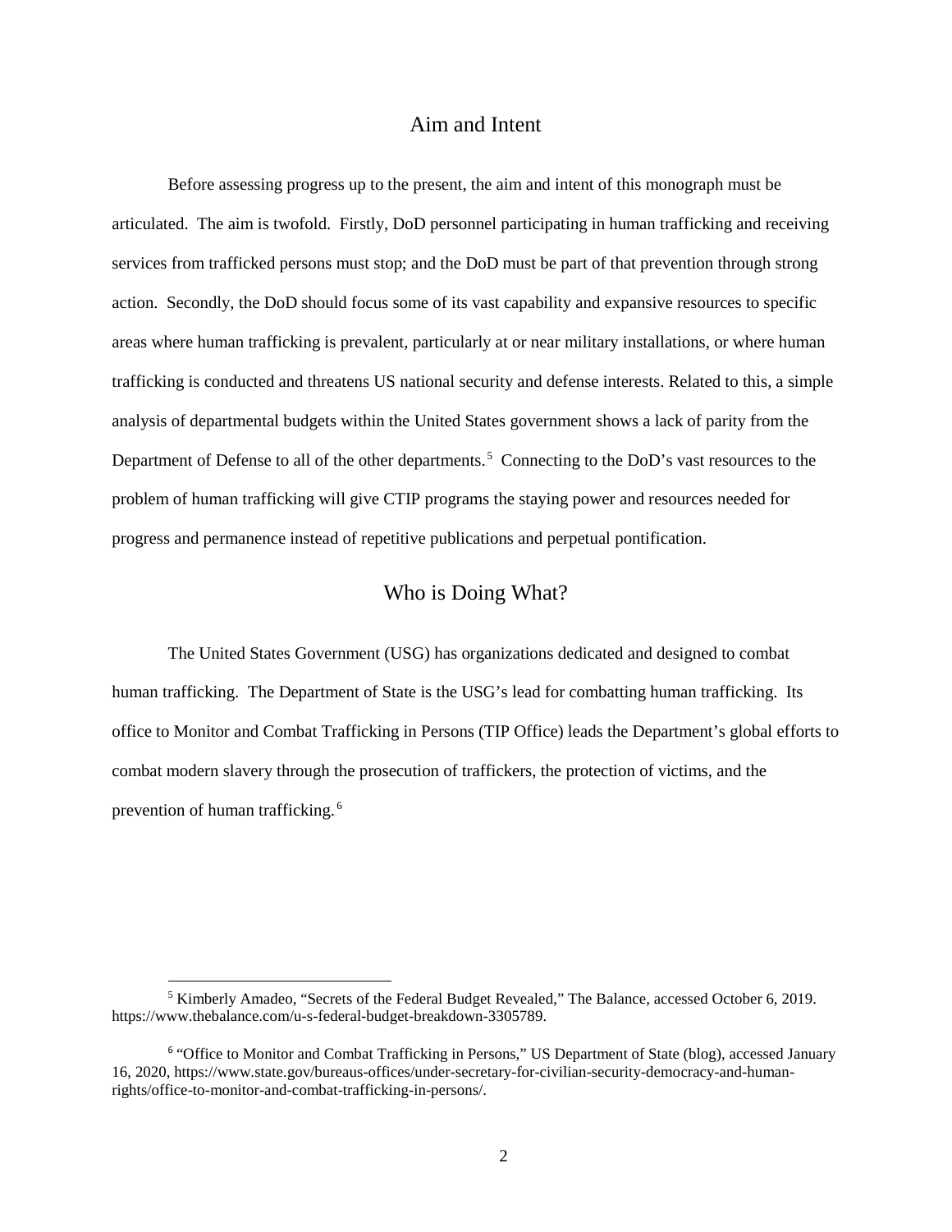## Aim and Intent

Before assessing progress up to the present, the aim and intent of this monograph must be articulated. The aim is twofold. Firstly, DoD personnel participating in human trafficking and receiving services from trafficked persons must stop; and the DoD must be part of that prevention through strong action. Secondly, the DoD should focus some of its vast capability and expansive resources to specific areas where human trafficking is prevalent, particularly at or near military installations, or where human trafficking is conducted and threatens US national security and defense interests. Related to this, a simple analysis of departmental budgets within the United States government shows a lack of parity from the Department of Defense to all of the other departments.[5] Connecting to the DoD's vast resources to the problem of human trafficking will give CTIP programs the staying power and resources needed for progress and permanence instead of repetitive publications and perpetual pontification.

## Who is Doing What?

The United States Government (USG) has organizations dedicated and designed to combat human trafficking. The Department of State is the USG's lead for combatting human trafficking. Its office to Monitor and Combat Trafficking in Persons (TIP Office) leads the Department's global efforts to combat modern slavery through the prosecution of traffickers, the protection of victims, and the prevention of human trafficking.[6]

---

[5] Kimberly Amadeo, "Secrets of the Federal Budget Revealed," The Balance, accessed October 6, 2019. https://www.thebalance.com/u-s-federal-budget-breakdown-3305789.

[6] "Office to Monitor and Combat Trafficking in Persons," US Department of State (blog), accessed January 16, 2020, https://www.state.gov/bureaus-offices/under-secretary-for-civilian-security-democracy-and-human-rights/office-to-monitor-and-combat-trafficking-in-persons/.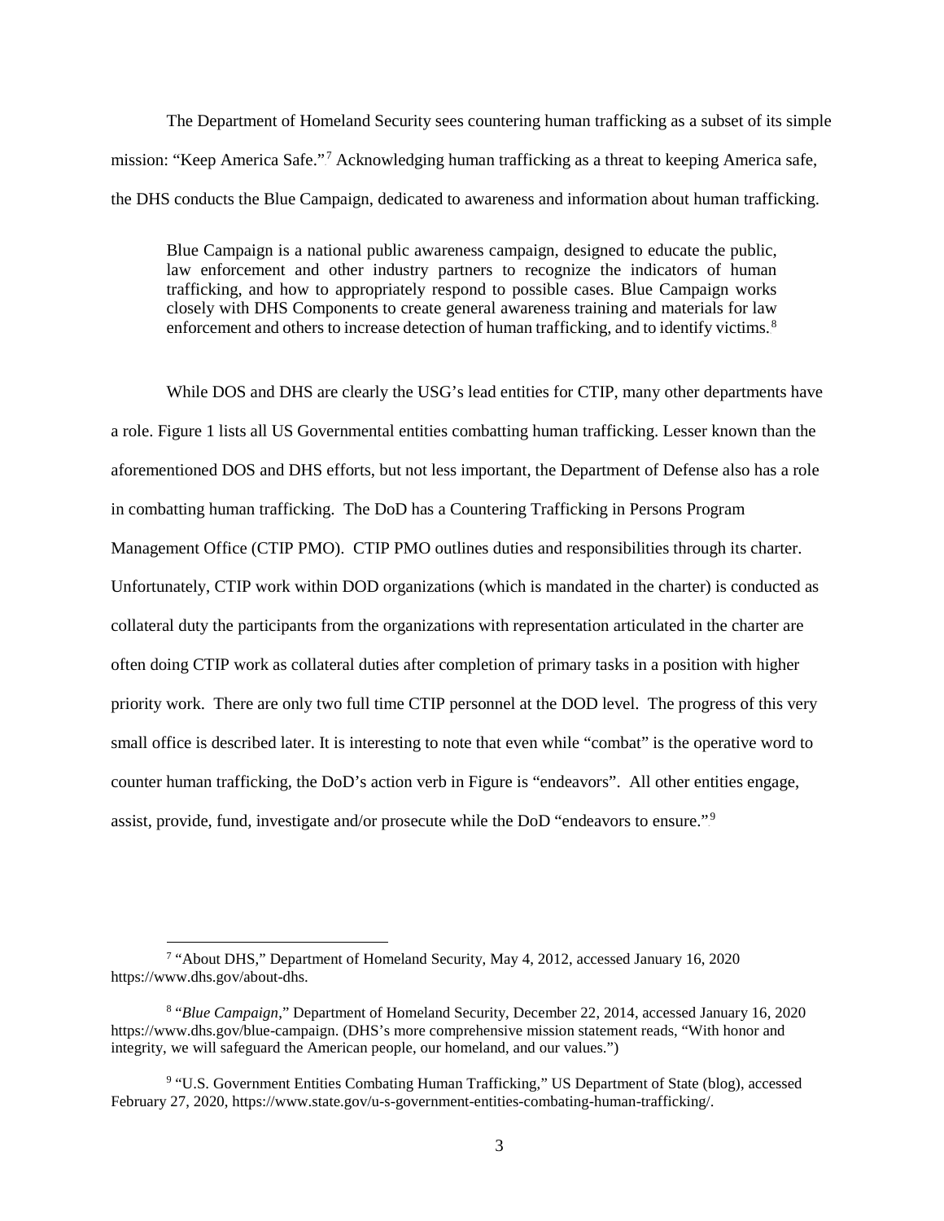The Department of Homeland Security sees countering human trafficking as a subset of its simple mission: "Keep America Safe."[7] Acknowledging human trafficking as a threat to keeping America safe, the DHS conducts the Blue Campaign, dedicated to awareness and information about human trafficking.

> Blue Campaign is a national public awareness campaign, designed to educate the public, law enforcement and other industry partners to recognize the indicators of human trafficking, and how to appropriately respond to possible cases. Blue Campaign works closely with DHS Components to create general awareness training and materials for law enforcement and others to increase detection of human trafficking, and to identify victims.[8]

While DOS and DHS are clearly the USG's lead entities for CTIP, many other departments have a role. Figure 1 lists all US Governmental entities combatting human trafficking. Lesser known than the aforementioned DOS and DHS efforts, but not less important, the Department of Defense also has a role in combatting human trafficking. The DoD has a Countering Trafficking in Persons Program Management Office (CTIP PMO). CTIP PMO outlines duties and responsibilities through its charter. Unfortunately, CTIP work within DOD organizations (which is mandated in the charter) is conducted as collateral duty the participants from the organizations with representation articulated in the charter are often doing CTIP work as collateral duties after completion of primary tasks in a position with higher priority work. There are only two full time CTIP personnel at the DOD level. The progress of this very small office is described later. It is interesting to note that even while "combat" is the operative word to counter human trafficking, the DoD's action verb in Figure is "endeavors". All other entities engage, assist, provide, fund, investigate and/or prosecute while the DoD "endeavors to ensure."[9]

---

[7] "About DHS," Department of Homeland Security, May 4, 2012, accessed January 16, 2020 https://www.dhs.gov/about-dhs.

[8] "*Blue Campaign*," Department of Homeland Security, December 22, 2014, accessed January 16, 2020 https://www.dhs.gov/blue-campaign. (DHS's more comprehensive mission statement reads, "With honor and integrity, we will safeguard the American people, our homeland, and our values.")

[9] "U.S. Government Entities Combating Human Trafficking," US Department of State (blog), accessed February 27, 2020, https://www.state.gov/u-s-government-entities-combating-human-trafficking/.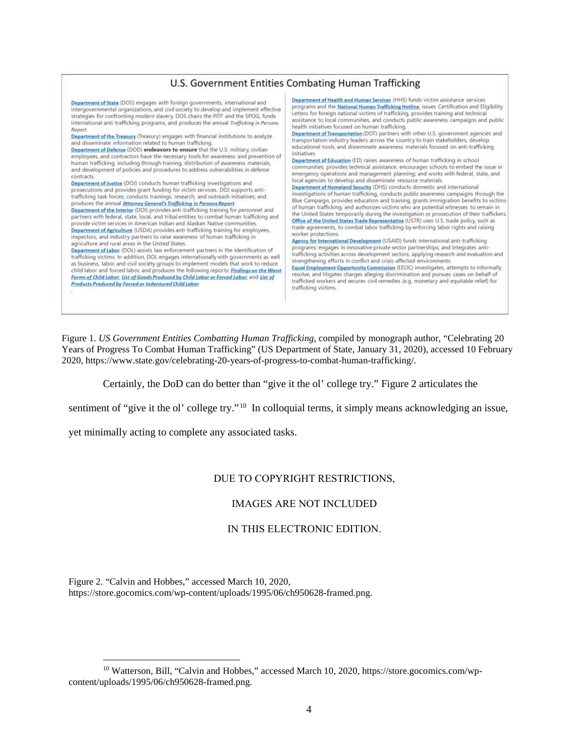## U.S. Government Entities Combating Human Trafficking

**Department of State** (DOS) engages with foreign governments, international and intergovernmental organizations, and civil society to develop and implement effective strategies for confronting modern slavery. DOS chairs the PITF and the SPOG, funds international anti-trafficking programs, and produces the annual *Trafficking in Persons Report*.

**Department of the Treasury** (Treasury) engages with financial institutions to analyze and disseminate information related to human trafficking.

**Department of Defense** (DOD) **endeavors to ensure** that the U.S. military, civilian employees, and contractors have the necessary tools for awareness and prevention of human trafficking, including through training, distribution of awareness materials, and development of policies and procedures to address vulnerabilities in defense contracts.

**Department of Justice** (DOJ) conducts human trafficking investigations and prosecutions and provides grant funding for victim services. DOJ supports anti-trafficking task forces; conducts trainings, research, and outreach initiatives; and produces the annual ***Attorney General's Trafficking in Persons Report***.

**Department of the Interior** (DOI) provides anti-trafficking training for personnel and partners with federal, state, local, and tribal entities to combat human trafficking and provide victim services in American Indian and Alaskan Native communities.

**Department of Agriculture** (USDA) provides anti-trafficking training for employees, inspectors, and industry partners to raise awareness of human trafficking in agriculture and rural areas in the United States.

**Department of Labor** (DOL) assists law enforcement partners in the identification of trafficking victims. In addition, DOL engages internationally with governments as well as business, labor, and civil society groups to implement models that work to reduce child labor and forced labor, and produces the following reports: ***Findings on the Worst Forms of Child Labor***; ***List of Goods Produced by Child Labor or Forced Labor***; and ***List of Products Produced by Forced or Indentured Child Labor***.

**Department of Health and Human Services** (HHS) funds victim assistance services programs and the **National Human Trafficking Hotline**, issues Certification and Eligibility Letters for foreign national victims of trafficking, provides training and technical assistance to local communities, and conducts public awareness campaigns and public health initiatives focused on human trafficking.

**Department of Transportation** (DOT) partners with other U.S. government agencies and transportation industry leaders across the country to train stakeholders, develop educational tools, and disseminate awareness materials focused on anti-trafficking initiatives

**Department of Education** (ED) raises awareness of human trafficking in school communities; provides technical assistance; encourages schools to embed the issue in emergency operations and management planning; and works with federal, state, and local agencies to develop and disseminate resource materials.

**Department of Homeland Security** (DHS) conducts domestic and international investigations of human trafficking, conducts public awareness campaigns through the Blue Campaign, provides education and training, grants immigration benefits to victims of human trafficking, and authorizes victims who are potential witnesses to remain in the United States temporarily during the investigation or prosecution of their traffickers.

**Office of the United States Trade Representative** (USTR) uses U.S. trade policy, such as trade agreements, to combat labor trafficking by enforcing labor rights and raising worker protections.

**Agency for International Development** (USAID) funds international anti-trafficking programs; engages in innovative private sector partnerships; and integrates anti-trafficking activities across development sectors, applying research and evaluation and strengthening efforts in conflict and crisis-affected environments.

**Equal Employment Opportunity Commission** (EEOC) investigates, attempts to informally resolve, and litigates charges alleging discrimination and pursues cases on behalf of trafficked workers and secures civil remedies (e.g. monetary and equitable relief) for trafficking victims.

Figure 1. *US Government Entities Combatting Human Trafficking,* compiled by monograph author, "Celebrating 20 Years of Progress To Combat Human Trafficking" (US Department of State, January 31, 2020), accessed 10 February 2020, https://www.state.gov/celebrating-20-years-of-progress-to-combat-human-trafficking/.

Certainly, the DoD can do better than "give it the ol' college try." Figure 2 articulates the sentiment of "give it the ol' college try."[10] In colloquial terms, it simply means acknowledging an issue, yet minimally acting to complete any associated tasks.

DUE TO COPYRIGHT RESTRICTIONS,

IMAGES ARE NOT INCLUDED

IN THIS ELECTRONIC EDITION.

Figure 2. "Calvin and Hobbes," accessed March 10, 2020, https://store.gocomics.com/wp-content/uploads/1995/06/ch950628-framed.png.

[10] Watterson, Bill, "Calvin and Hobbes," accessed March 10, 2020, https://store.gocomics.com/wp-content/uploads/1995/06/ch950628-framed.png.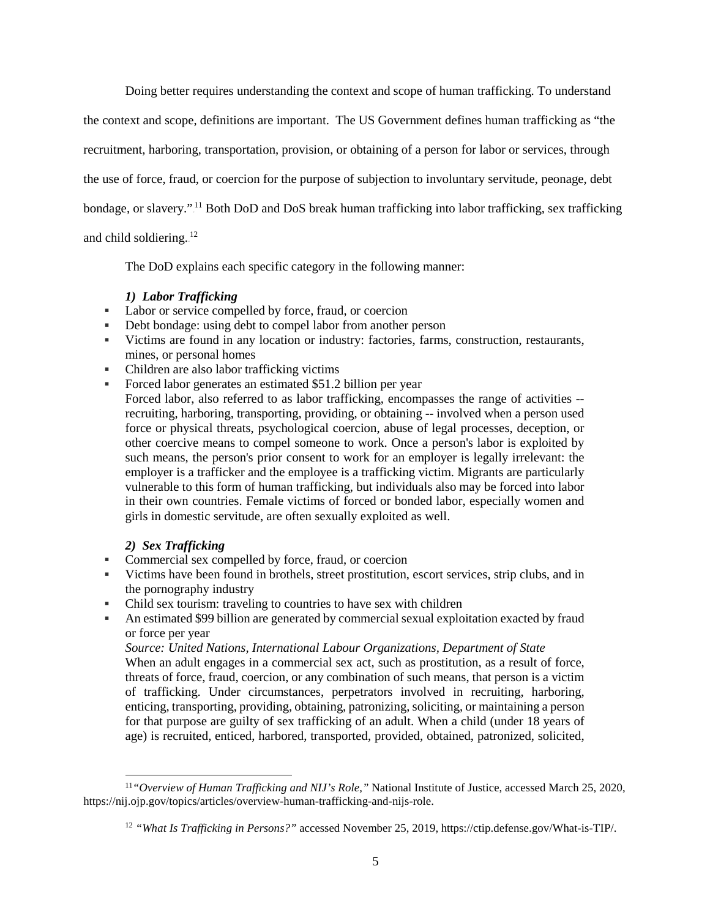Doing better requires understanding the context and scope of human trafficking. To understand the context and scope, definitions are important. The US Government defines human trafficking as "the recruitment, harboring, transportation, provision, or obtaining of a person for labor or services, through the use of force, fraud, or coercion for the purpose of subjection to involuntary servitude, peonage, debt bondage, or slavery."[11] Both DoD and DoS break human trafficking into labor trafficking, sex trafficking and child soldiering.[12]

The DoD explains each specific category in the following manner:

***1) Labor Trafficking***

- Labor or service compelled by force, fraud, or coercion
- Debt bondage: using debt to compel labor from another person
- Victims are found in any location or industry: factories, farms, construction, restaurants, mines, or personal homes
- Children are also labor trafficking victims
- Forced labor generates an estimated $51.2 billion per year

Forced labor, also referred to as labor trafficking, encompasses the range of activities -- recruiting, harboring, transporting, providing, or obtaining -- involved when a person used force or physical threats, psychological coercion, abuse of legal processes, deception, or other coercive means to compel someone to work. Once a person's labor is exploited by such means, the person's prior consent to work for an employer is legally irrelevant: the employer is a trafficker and the employee is a trafficking victim. Migrants are particularly vulnerable to this form of human trafficking, but individuals also may be forced into labor in their own countries. Female victims of forced or bonded labor, especially women and girls in domestic servitude, are often sexually exploited as well.

***2) Sex Trafficking***

- Commercial sex compelled by force, fraud, or coercion
- Victims have been found in brothels, street prostitution, escort services, strip clubs, and in the pornography industry
- Child sex tourism: traveling to countries to have sex with children
- An estimated $99 billion are generated by commercial sexual exploitation exacted by fraud or force per year

*Source: United Nations, International Labour Organizations, Department of State*

When an adult engages in a commercial sex act, such as prostitution, as a result of force, threats of force, fraud, coercion, or any combination of such means, that person is a victim of trafficking. Under circumstances, perpetrators involved in recruiting, harboring, enticing, transporting, providing, obtaining, patronizing, soliciting, or maintaining a person for that purpose are guilty of sex trafficking of an adult. When a child (under 18 years of age) is recruited, enticed, harbored, transported, provided, obtained, patronized, solicited,

---

[11] *"Overview of Human Trafficking and NIJ's Role,"* National Institute of Justice, accessed March 25, 2020, https://nij.ojp.gov/topics/articles/overview-human-trafficking-and-nijs-role.

[12] *"What Is Trafficking in Persons?"* accessed November 25, 2019, https://ctip.defense.gov/What-is-TIP/.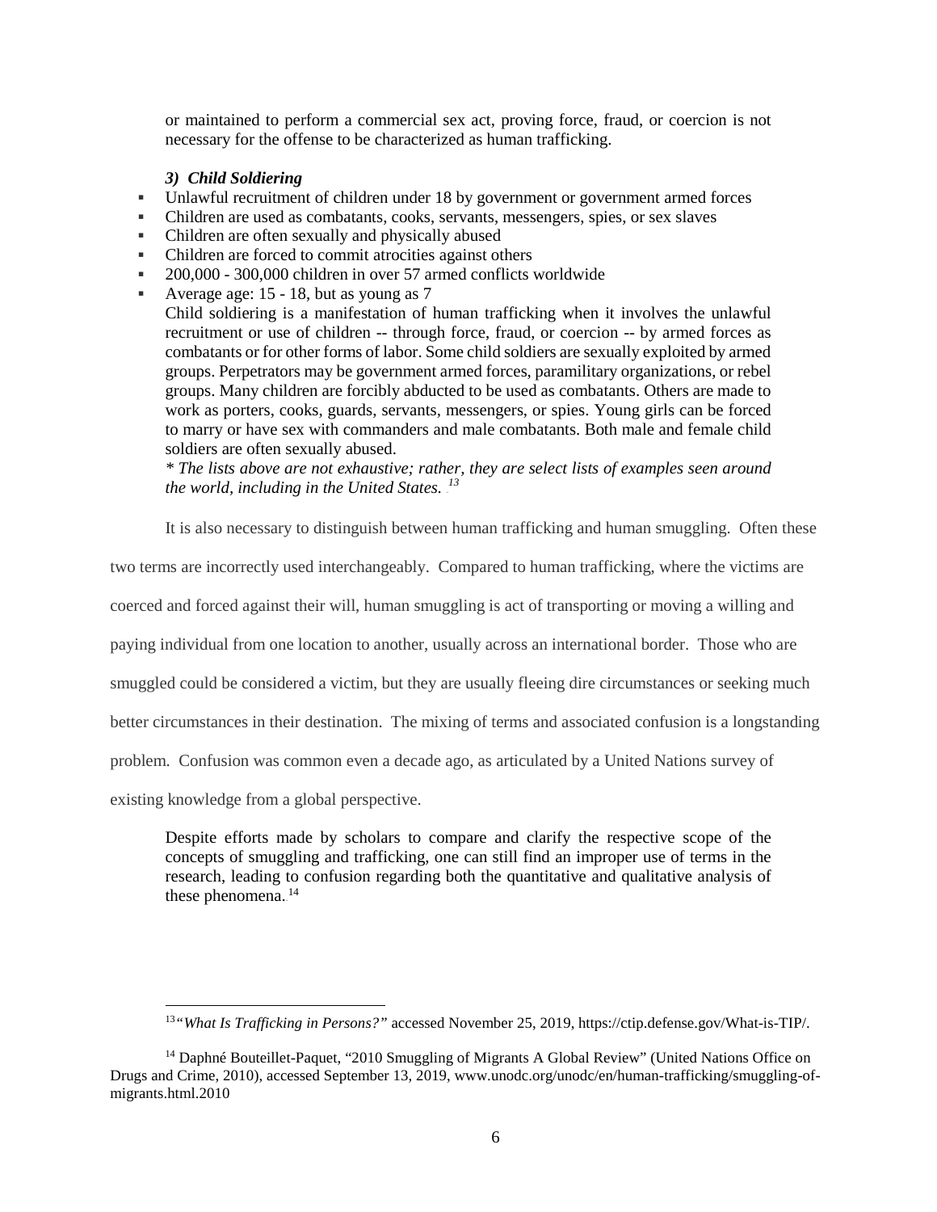or maintained to perform a commercial sex act, proving force, fraud, or coercion is not necessary for the offense to be characterized as human trafficking.

### *3) Child Soldiering*

- Unlawful recruitment of children under 18 by government or government armed forces
- Children are used as combatants, cooks, servants, messengers, spies, or sex slaves
- Children are often sexually and physically abused
- Children are forced to commit atrocities against others
- 200,000 - 300,000 children in over 57 armed conflicts worldwide
- Average age: 15 - 18, but as young as 7

Child soldiering is a manifestation of human trafficking when it involves the unlawful recruitment or use of children -- through force, fraud, or coercion -- by armed forces as combatants or for other forms of labor. Some child soldiers are sexually exploited by armed groups. Perpetrators may be government armed forces, paramilitary organizations, or rebel groups. Many children are forcibly abducted to be used as combatants. Others are made to work as porters, cooks, guards, servants, messengers, or spies. Young girls can be forced to marry or have sex with commanders and male combatants. Both male and female child soldiers are often sexually abused.

*\* The lists above are not exhaustive; rather, they are select lists of examples seen around the world, including in the United States.* [13]

It is also necessary to distinguish between human trafficking and human smuggling. Often these two terms are incorrectly used interchangeably. Compared to human trafficking, where the victims are coerced and forced against their will, human smuggling is act of transporting or moving a willing and paying individual from one location to another, usually across an international border. Those who are smuggled could be considered a victim, but they are usually fleeing dire circumstances or seeking much better circumstances in their destination. The mixing of terms and associated confusion is a longstanding problem. Confusion was common even a decade ago, as articulated by a United Nations survey of existing knowledge from a global perspective.

> Despite efforts made by scholars to compare and clarify the respective scope of the concepts of smuggling and trafficking, one can still find an improper use of terms in the research, leading to confusion regarding both the quantitative and qualitative analysis of these phenomena.[14]

---

[13] *"What Is Trafficking in Persons?"* accessed November 25, 2019, https://ctip.defense.gov/What-is-TIP/.

[14] Daphné Bouteillet-Paquet, "2010 Smuggling of Migrants A Global Review" (United Nations Office on Drugs and Crime, 2010), accessed September 13, 2019, www.unodc.org/unodc/en/human-trafficking/smuggling-of-migrants.html.2010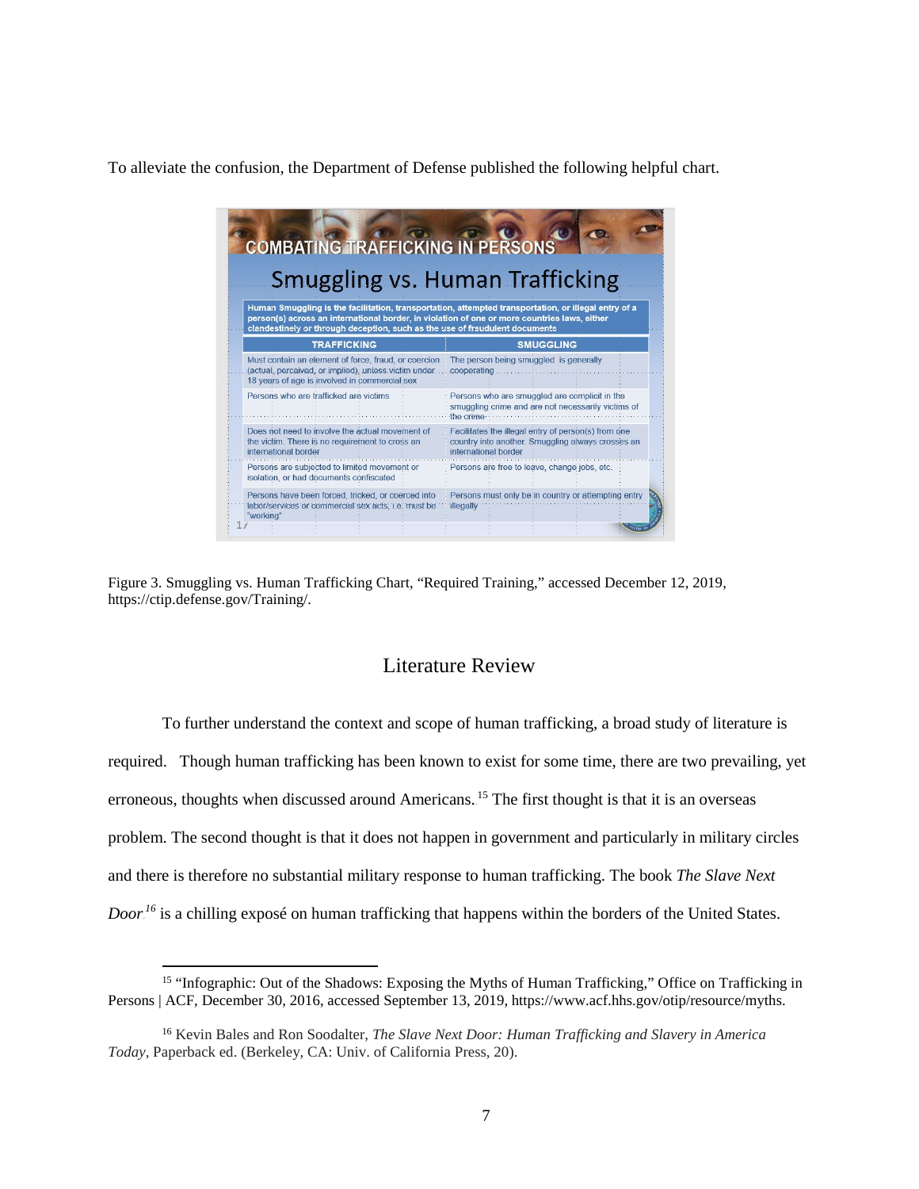To alleviate the confusion, the Department of Defense published the following helpful chart.

**COMBATING TRAFFICKING IN PERSONS**

**Smuggling vs. Human Trafficking**

**Human Smuggling is the facilitation, transportation, attempted transportation, or illegal entry of a person(s) across an international border, in violation of one or more countries laws, either clandestinely or through deception, such as the use of fraudulent documents**

| TRAFFICKING | SMUGGLING |
|---|---|
| Must contain an element of force, fraud, or coercion (actual, perceived, or implied), unless victim under 18 years of age is involved in commercial sex | The person being smuggled is generally cooperating |
| Persons who are trafficked are victims | Persons who are smuggled are complicit in the smuggling crime and are not necessarily victims of the crime |
| Does not need to involve the actual movement of the victim. There is no requirement to cross an international border | Facilitates the illegal entry of person(s) from one country into another. Smuggling always crosses an international border |
| Persons are subjected to limited movement or isolation, or had documents confiscated | Persons are free to leave, change jobs, etc. |
| Persons have been forced, tricked, or coerced into labor/services or commercial sex acts, i.e. must be "working" | Persons must only be in country or attempting entry illegally |

17

Figure 3. Smuggling vs. Human Trafficking Chart, "Required Training," accessed December 12, 2019, https://ctip.defense.gov/Training/.

## Literature Review

To further understand the context and scope of human trafficking, a broad study of literature is required. Though human trafficking has been known to exist for some time, there are two prevailing, yet erroneous, thoughts when discussed around Americans.[15] The first thought is that it is an overseas problem. The second thought is that it does not happen in government and particularly in military circles and there is therefore no substantial military response to human trafficking. The book *The Slave Next Door*[16] is a chilling exposé on human trafficking that happens within the borders of the United States.

[15] "Infographic: Out of the Shadows: Exposing the Myths of Human Trafficking," Office on Trafficking in Persons | ACF, December 30, 2016, accessed September 13, 2019, https://www.acf.hhs.gov/otip/resource/myths.

[16] Kevin Bales and Ron Soodalter, *The Slave Next Door: Human Trafficking and Slavery in America Today*, Paperback ed. (Berkeley, CA: Univ. of California Press, 20).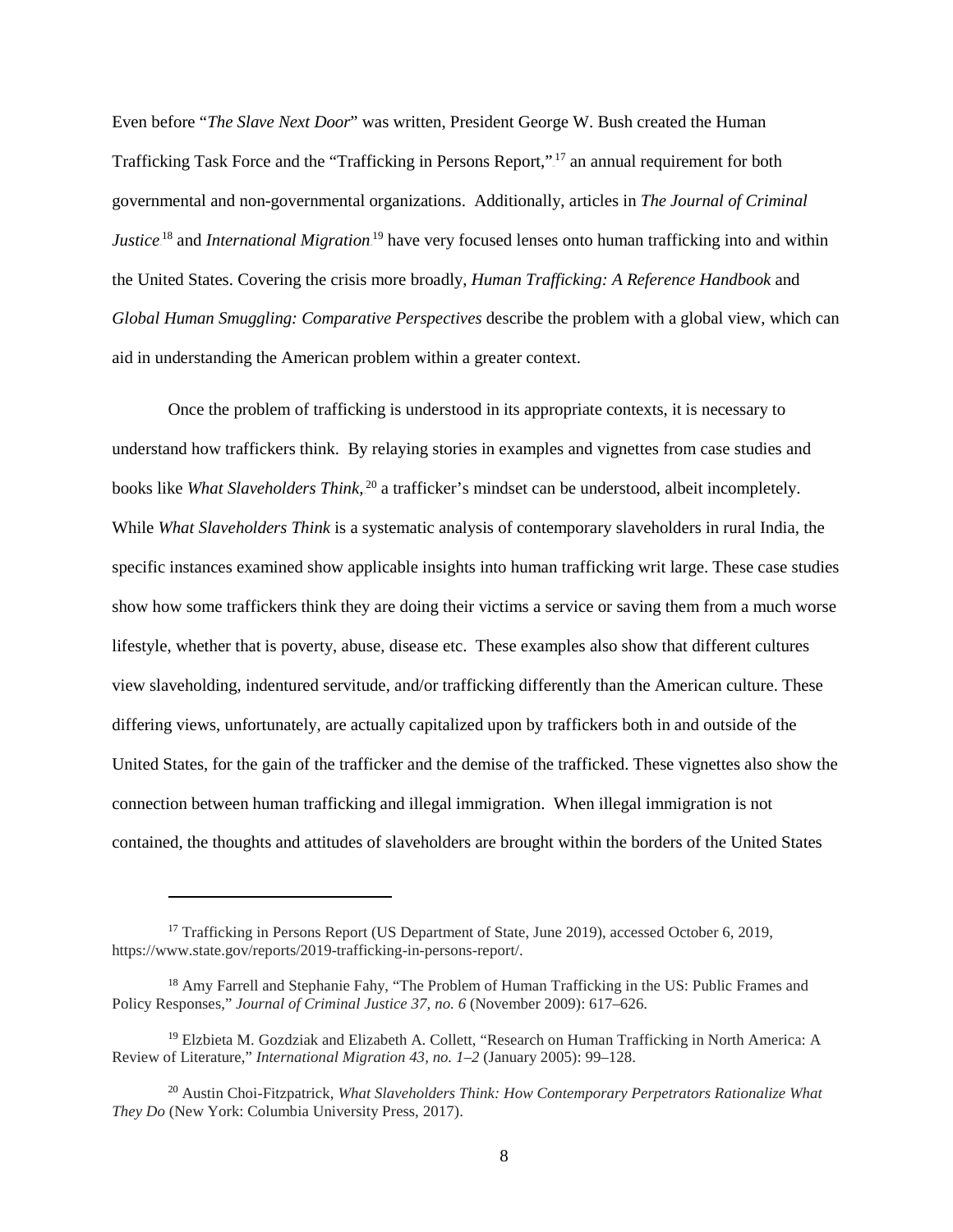Even before "*The Slave Next Door*" was written, President George W. Bush created the Human Trafficking Task Force and the "Trafficking in Persons Report,"[17] an annual requirement for both governmental and non-governmental organizations. Additionally, articles in *The Journal of Criminal Justice*[18] and *International Migration*[19] have very focused lenses onto human trafficking into and within the United States. Covering the crisis more broadly, *Human Trafficking: A Reference Handbook* and *Global Human Smuggling: Comparative Perspectives* describe the problem with a global view, which can aid in understanding the American problem within a greater context.

Once the problem of trafficking is understood in its appropriate contexts, it is necessary to understand how traffickers think. By relaying stories in examples and vignettes from case studies and books like *What Slaveholders Think,*[20] a trafficker's mindset can be understood, albeit incompletely. While *What Slaveholders Think* is a systematic analysis of contemporary slaveholders in rural India, the specific instances examined show applicable insights into human trafficking writ large. These case studies show how some traffickers think they are doing their victims a service or saving them from a much worse lifestyle, whether that is poverty, abuse, disease etc. These examples also show that different cultures view slaveholding, indentured servitude, and/or trafficking differently than the American culture. These differing views, unfortunately, are actually capitalized upon by traffickers both in and outside of the United States, for the gain of the trafficker and the demise of the trafficked. These vignettes also show the connection between human trafficking and illegal immigration. When illegal immigration is not contained, the thoughts and attitudes of slaveholders are brought within the borders of the United States

---

[17] Trafficking in Persons Report (US Department of State, June 2019), accessed October 6, 2019, https://www.state.gov/reports/2019-trafficking-in-persons-report/.

[18] Amy Farrell and Stephanie Fahy, "The Problem of Human Trafficking in the US: Public Frames and Policy Responses," *Journal of Criminal Justice 37, no. 6* (November 2009): 617–626.

[19] Elzbieta M. Gozdziak and Elizabeth A. Collett, "Research on Human Trafficking in North America: A Review of Literature," *International Migration 43, no. 1–2* (January 2005): 99–128.

[20] Austin Choi-Fitzpatrick, *What Slaveholders Think: How Contemporary Perpetrators Rationalize What They Do* (New York: Columbia University Press, 2017).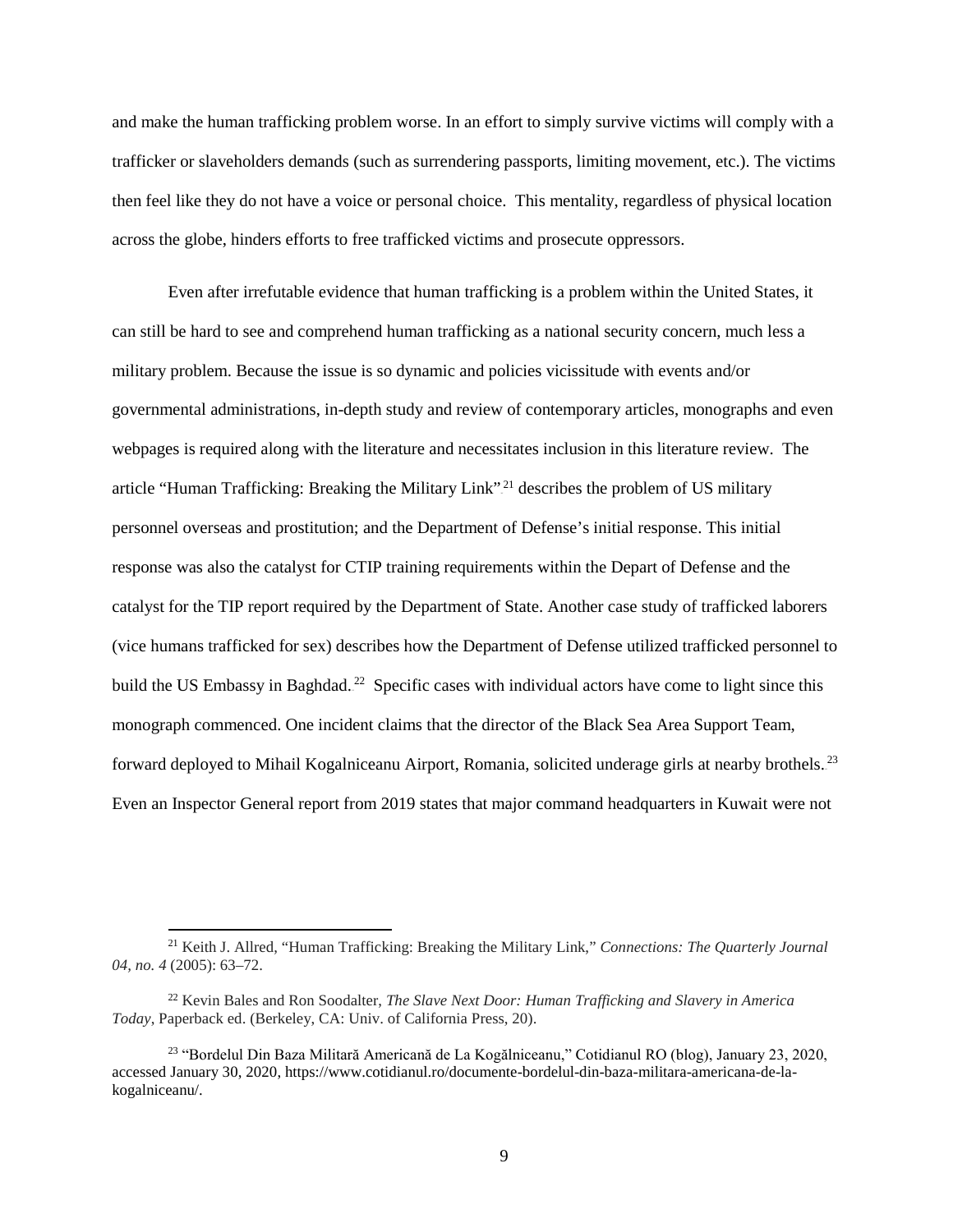and make the human trafficking problem worse. In an effort to simply survive victims will comply with a trafficker or slaveholders demands (such as surrendering passports, limiting movement, etc.). The victims then feel like they do not have a voice or personal choice. This mentality, regardless of physical location across the globe, hinders efforts to free trafficked victims and prosecute oppressors.

Even after irrefutable evidence that human trafficking is a problem within the United States, it can still be hard to see and comprehend human trafficking as a national security concern, much less a military problem. Because the issue is so dynamic and policies vicissitude with events and/or governmental administrations, in-depth study and review of contemporary articles, monographs and even webpages is required along with the literature and necessitates inclusion in this literature review. The article "Human Trafficking: Breaking the Military Link".[21] describes the problem of US military personnel overseas and prostitution; and the Department of Defense's initial response. This initial response was also the catalyst for CTIP training requirements within the Depart of Defense and the catalyst for the TIP report required by the Department of State. Another case study of trafficked laborers (vice humans trafficked for sex) describes how the Department of Defense utilized trafficked personnel to build the US Embassy in Baghdad.[22] Specific cases with individual actors have come to light since this monograph commenced. One incident claims that the director of the Black Sea Area Support Team, forward deployed to Mihail Kogalniceanu Airport, Romania, solicited underage girls at nearby brothels.[23] Even an Inspector General report from 2019 states that major command headquarters in Kuwait were not

[21] Keith J. Allred, "Human Trafficking: Breaking the Military Link," *Connections: The Quarterly Journal 04, no. 4* (2005): 63–72.

[22] Kevin Bales and Ron Soodalter, *The Slave Next Door: Human Trafficking and Slavery in America Today*, Paperback ed. (Berkeley, CA: Univ. of California Press, 20).

[23] "Bordelul Din Baza Militară Americană de La Kogălniceanu," Cotidianul RO (blog), January 23, 2020, accessed January 30, 2020, https://www.cotidianul.ro/documente-bordelul-din-baza-militara-americana-de-la-kogalniceanu/.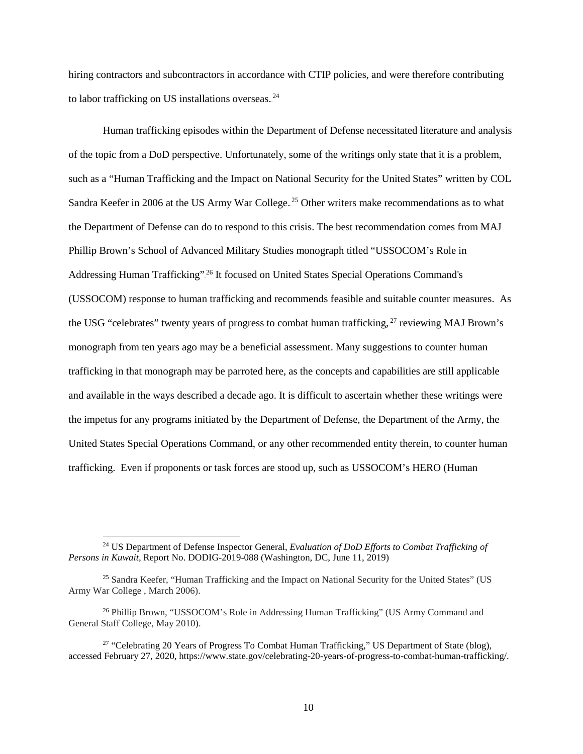hiring contractors and subcontractors in accordance with CTIP policies, and were therefore contributing to labor trafficking on US installations overseas.[24]

Human trafficking episodes within the Department of Defense necessitated literature and analysis of the topic from a DoD perspective. Unfortunately, some of the writings only state that it is a problem, such as a "Human Trafficking and the Impact on National Security for the United States" written by COL Sandra Keefer in 2006 at the US Army War College.[25] Other writers make recommendations as to what the Department of Defense can do to respond to this crisis. The best recommendation comes from MAJ Phillip Brown's School of Advanced Military Studies monograph titled "USSOCOM's Role in Addressing Human Trafficking".[26] It focused on United States Special Operations Command's (USSOCOM) response to human trafficking and recommends feasible and suitable counter measures. As the USG "celebrates" twenty years of progress to combat human trafficking,[27] reviewing MAJ Brown's monograph from ten years ago may be a beneficial assessment. Many suggestions to counter human trafficking in that monograph may be parroted here, as the concepts and capabilities are still applicable and available in the ways described a decade ago. It is difficult to ascertain whether these writings were the impetus for any programs initiated by the Department of Defense, the Department of the Army, the United States Special Operations Command, or any other recommended entity therein, to counter human trafficking. Even if proponents or task forces are stood up, such as USSOCOM's HERO (Human

---

[24] US Department of Defense Inspector General, *Evaluation of DoD Efforts to Combat Trafficking of Persons in Kuwait*, Report No. DODIG-2019-088 (Washington, DC, June 11, 2019)

[25] Sandra Keefer, "Human Trafficking and the Impact on National Security for the United States" (US Army War College , March 2006).

[26] Phillip Brown, "USSOCOM's Role in Addressing Human Trafficking" (US Army Command and General Staff College, May 2010).

[27] "Celebrating 20 Years of Progress To Combat Human Trafficking," US Department of State (blog), accessed February 27, 2020, https://www.state.gov/celebrating-20-years-of-progress-to-combat-human-trafficking/.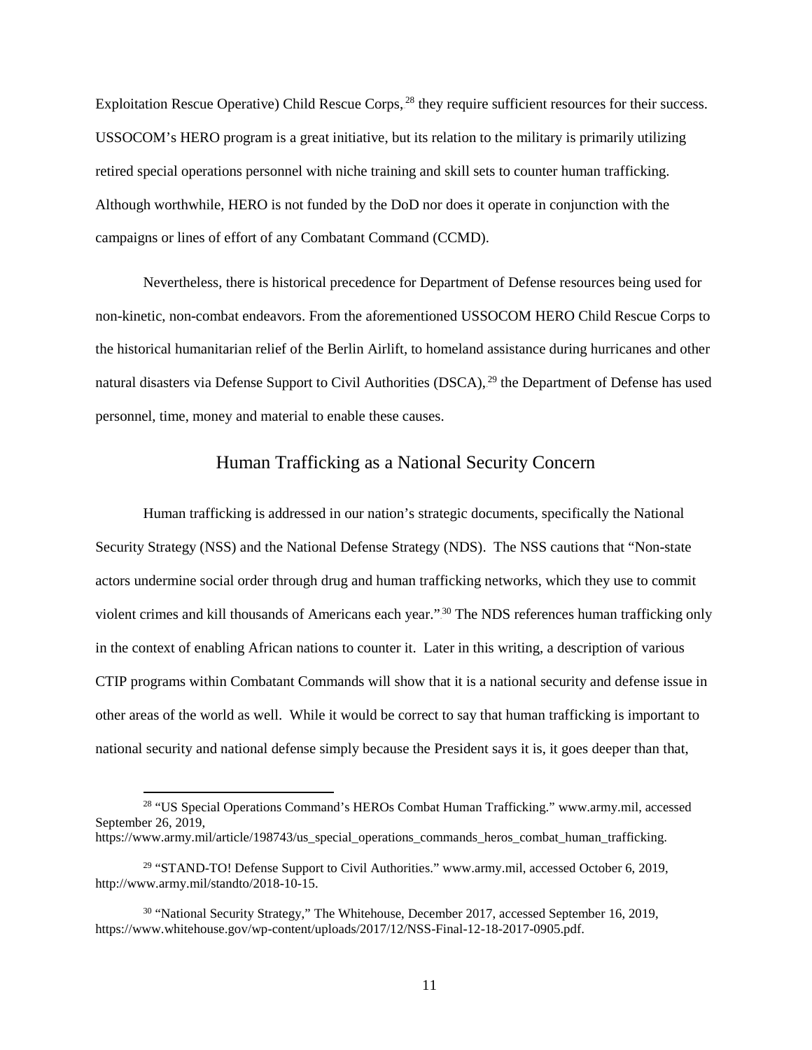Exploitation Rescue Operative) Child Rescue Corps,[28] they require sufficient resources for their success. USSOCOM's HERO program is a great initiative, but its relation to the military is primarily utilizing retired special operations personnel with niche training and skill sets to counter human trafficking. Although worthwhile, HERO is not funded by the DoD nor does it operate in conjunction with the campaigns or lines of effort of any Combatant Command (CCMD).

Nevertheless, there is historical precedence for Department of Defense resources being used for non-kinetic, non-combat endeavors. From the aforementioned USSOCOM HERO Child Rescue Corps to the historical humanitarian relief of the Berlin Airlift, to homeland assistance during hurricanes and other natural disasters via Defense Support to Civil Authorities (DSCA),[29] the Department of Defense has used personnel, time, money and material to enable these causes.

## Human Trafficking as a National Security Concern

Human trafficking is addressed in our nation's strategic documents, specifically the National Security Strategy (NSS) and the National Defense Strategy (NDS). The NSS cautions that "Non-state actors undermine social order through drug and human trafficking networks, which they use to commit violent crimes and kill thousands of Americans each year."[30] The NDS references human trafficking only in the context of enabling African nations to counter it. Later in this writing, a description of various CTIP programs within Combatant Commands will show that it is a national security and defense issue in other areas of the world as well. While it would be correct to say that human trafficking is important to national security and national defense simply because the President says it is, it goes deeper than that,

---

[28] "US Special Operations Command's HEROs Combat Human Trafficking." www.army.mil, accessed September 26, 2019, https://www.army.mil/article/198743/us_special_operations_commands_heros_combat_human_trafficking.

[29] "STAND-TO! Defense Support to Civil Authorities." www.army.mil, accessed October 6, 2019, http://www.army.mil/standto/2018-10-15.

[30] "National Security Strategy," The Whitehouse, December 2017, accessed September 16, 2019, https://www.whitehouse.gov/wp-content/uploads/2017/12/NSS-Final-12-18-2017-0905.pdf.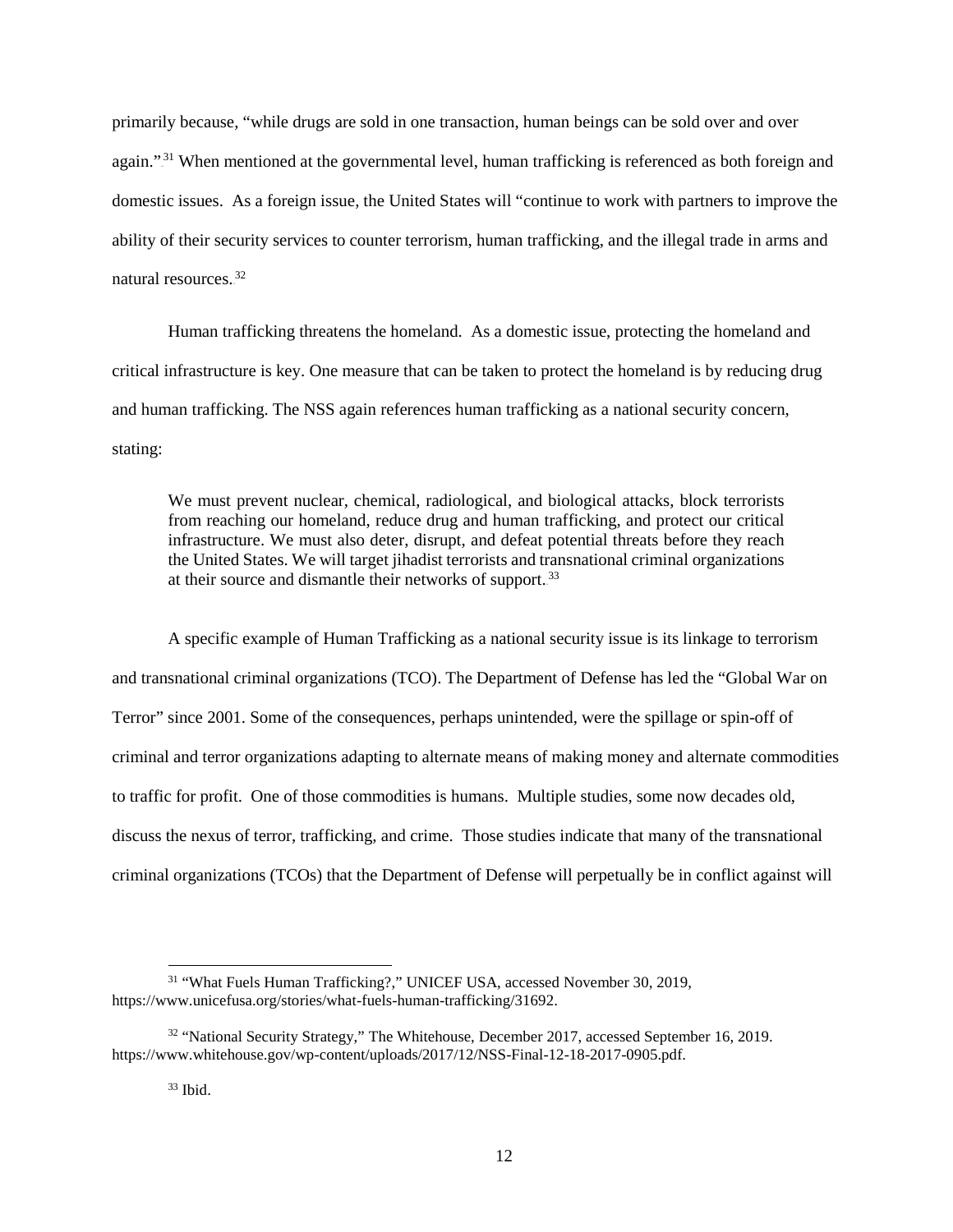primarily because, "while drugs are sold in one transaction, human beings can be sold over and over again."[31] When mentioned at the governmental level, human trafficking is referenced as both foreign and domestic issues. As a foreign issue, the United States will "continue to work with partners to improve the ability of their security services to counter terrorism, human trafficking, and the illegal trade in arms and natural resources.[32]

Human trafficking threatens the homeland. As a domestic issue, protecting the homeland and critical infrastructure is key. One measure that can be taken to protect the homeland is by reducing drug and human trafficking. The NSS again references human trafficking as a national security concern, stating:

> We must prevent nuclear, chemical, radiological, and biological attacks, block terrorists from reaching our homeland, reduce drug and human trafficking, and protect our critical infrastructure. We must also deter, disrupt, and defeat potential threats before they reach the United States. We will target jihadist terrorists and transnational criminal organizations at their source and dismantle their networks of support.[33]

A specific example of Human Trafficking as a national security issue is its linkage to terrorism and transnational criminal organizations (TCO). The Department of Defense has led the "Global War on Terror" since 2001. Some of the consequences, perhaps unintended, were the spillage or spin-off of criminal and terror organizations adapting to alternate means of making money and alternate commodities to traffic for profit. One of those commodities is humans. Multiple studies, some now decades old, discuss the nexus of terror, trafficking, and crime. Those studies indicate that many of the transnational criminal organizations (TCOs) that the Department of Defense will perpetually be in conflict against will

---

[31] "What Fuels Human Trafficking?," UNICEF USA, accessed November 30, 2019, https://www.unicefusa.org/stories/what-fuels-human-trafficking/31692.

[32] "National Security Strategy," The Whitehouse, December 2017, accessed September 16, 2019. https://www.whitehouse.gov/wp-content/uploads/2017/12/NSS-Final-12-18-2017-0905.pdf.

[33] Ibid.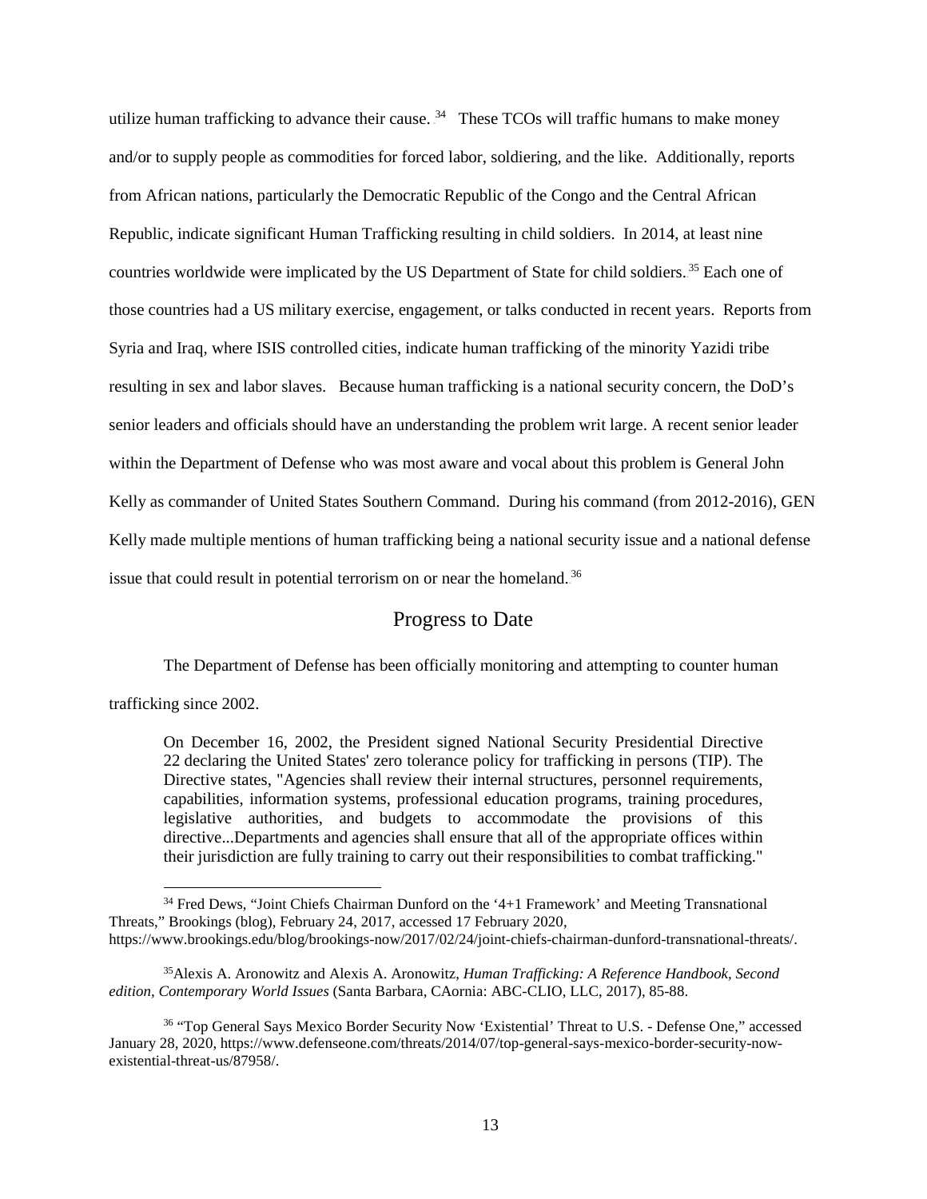utilize human trafficking to advance their cause. [34] These TCOs will traffic humans to make money and/or to supply people as commodities for forced labor, soldiering, and the like. Additionally, reports from African nations, particularly the Democratic Republic of the Congo and the Central African Republic, indicate significant Human Trafficking resulting in child soldiers. In 2014, at least nine countries worldwide were implicated by the US Department of State for child soldiers. [35] Each one of those countries had a US military exercise, engagement, or talks conducted in recent years. Reports from Syria and Iraq, where ISIS controlled cities, indicate human trafficking of the minority Yazidi tribe resulting in sex and labor slaves. Because human trafficking is a national security concern, the DoD's senior leaders and officials should have an understanding the problem writ large. A recent senior leader within the Department of Defense who was most aware and vocal about this problem is General John Kelly as commander of United States Southern Command. During his command (from 2012-2016), GEN Kelly made multiple mentions of human trafficking being a national security issue and a national defense issue that could result in potential terrorism on or near the homeland. [36]

## Progress to Date

The Department of Defense has been officially monitoring and attempting to counter human trafficking since 2002.

> On December 16, 2002, the President signed National Security Presidential Directive 22 declaring the United States' zero tolerance policy for trafficking in persons (TIP). The Directive states, "Agencies shall review their internal structures, personnel requirements, capabilities, information systems, professional education programs, training procedures, legislative authorities, and budgets to accommodate the provisions of this directive...Departments and agencies shall ensure that all of the appropriate offices within their jurisdiction are fully training to carry out their responsibilities to combat trafficking."

---

[34] Fred Dews, "Joint Chiefs Chairman Dunford on the '4+1 Framework' and Meeting Transnational Threats," Brookings (blog), February 24, 2017, accessed 17 February 2020, https://www.brookings.edu/blog/brookings-now/2017/02/24/joint-chiefs-chairman-dunford-transnational-threats/.

[35] Alexis A. Aronowitz and Alexis A. Aronowitz, *Human Trafficking: A Reference Handbook, Second edition, Contemporary World Issues* (Santa Barbara, CAornia: ABC-CLIO, LLC, 2017), 85-88.

[36] "Top General Says Mexico Border Security Now 'Existential' Threat to U.S. - Defense One," accessed January 28, 2020, https://www.defenseone.com/threats/2014/07/top-general-says-mexico-border-security-now-existential-threat-us/87958/.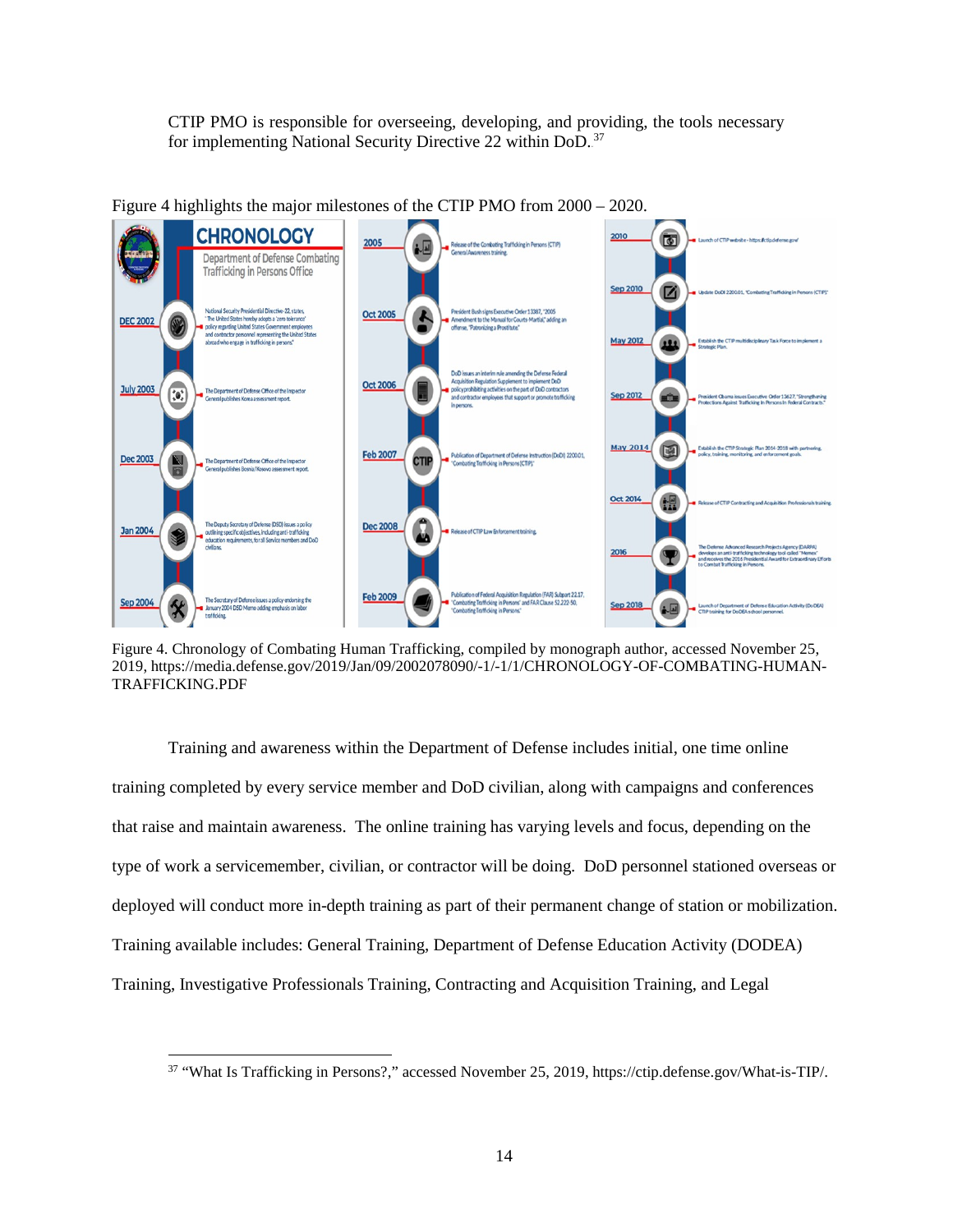CTIP PMO is responsible for overseeing, developing, and providing, the tools necessary for implementing National Security Directive 22 within DoD.[37]

Figure 4 highlights the major milestones of the CTIP PMO from 2000 – 2020.

Figure 4. Chronology of Combating Human Trafficking, compiled by monograph author, accessed November 25, 2019, https://media.defense.gov/2019/Jan/09/2002078090/-1/-1/1/CHRONOLOGY-OF-COMBATING-HUMAN-TRAFFICKING.PDF

Training and awareness within the Department of Defense includes initial, one time online training completed by every service member and DoD civilian, along with campaigns and conferences that raise and maintain awareness. The online training has varying levels and focus, depending on the type of work a servicemember, civilian, or contractor will be doing. DoD personnel stationed overseas or deployed will conduct more in-depth training as part of their permanent change of station or mobilization. Training available includes: General Training, Department of Defense Education Activity (DODEA) Training, Investigative Professionals Training, Contracting and Acquisition Training, and Legal

[37] "What Is Trafficking in Persons?," accessed November 25, 2019, https://ctip.defense.gov/What-is-TIP/.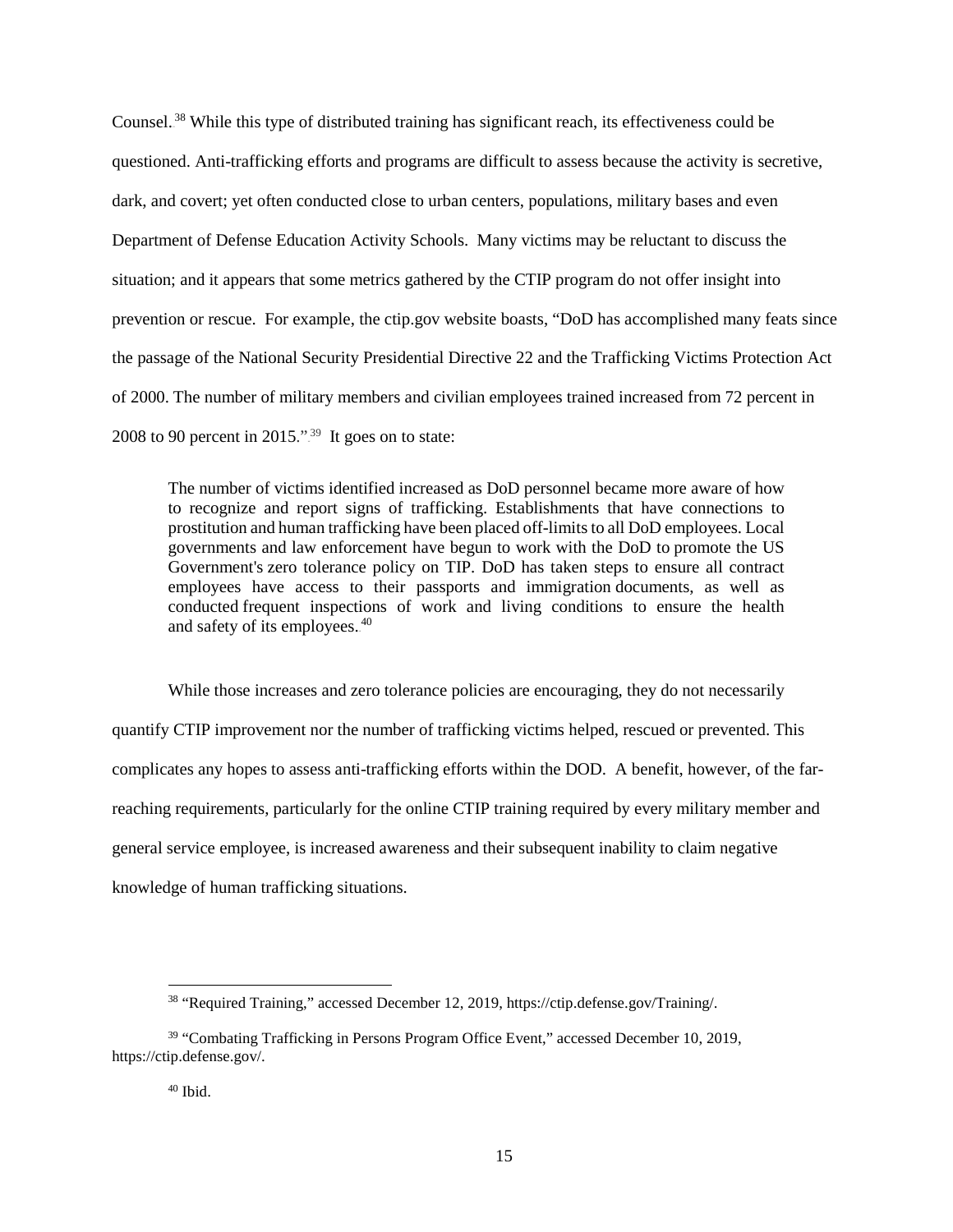Counsel.[38] While this type of distributed training has significant reach, its effectiveness could be questioned. Anti-trafficking efforts and programs are difficult to assess because the activity is secretive, dark, and covert; yet often conducted close to urban centers, populations, military bases and even Department of Defense Education Activity Schools. Many victims may be reluctant to discuss the situation; and it appears that some metrics gathered by the CTIP program do not offer insight into prevention or rescue. For example, the ctip.gov website boasts, "DoD has accomplished many feats since the passage of the National Security Presidential Directive 22 and the Trafficking Victims Protection Act of 2000. The number of military members and civilian employees trained increased from 72 percent in 2008 to 90 percent in 2015."[39] It goes on to state:

> The number of victims identified increased as DoD personnel became more aware of how to recognize and report signs of trafficking. Establishments that have connections to prostitution and human trafficking have been placed off-limits to all DoD employees. Local governments and law enforcement have begun to work with the DoD to promote the US Government's zero tolerance policy on TIP. DoD has taken steps to ensure all contract employees have access to their passports and immigration documents, as well as conducted frequent inspections of work and living conditions to ensure the health and safety of its employees.[40]

While those increases and zero tolerance policies are encouraging, they do not necessarily quantify CTIP improvement nor the number of trafficking victims helped, rescued or prevented. This complicates any hopes to assess anti-trafficking efforts within the DOD. A benefit, however, of the far-reaching requirements, particularly for the online CTIP training required by every military member and general service employee, is increased awareness and their subsequent inability to claim negative knowledge of human trafficking situations.

---

[38] "Required Training," accessed December 12, 2019, https://ctip.defense.gov/Training/.

[39] "Combating Trafficking in Persons Program Office Event," accessed December 10, 2019, https://ctip.defense.gov/.

[40] Ibid.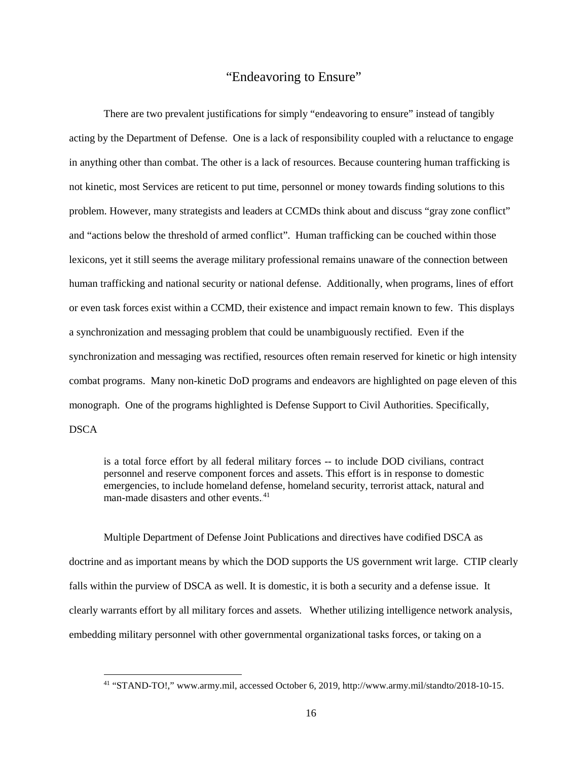## "Endeavoring to Ensure"

There are two prevalent justifications for simply "endeavoring to ensure" instead of tangibly acting by the Department of Defense. One is a lack of responsibility coupled with a reluctance to engage in anything other than combat. The other is a lack of resources. Because countering human trafficking is not kinetic, most Services are reticent to put time, personnel or money towards finding solutions to this problem. However, many strategists and leaders at CCMDs think about and discuss "gray zone conflict" and "actions below the threshold of armed conflict". Human trafficking can be couched within those lexicons, yet it still seems the average military professional remains unaware of the connection between human trafficking and national security or national defense. Additionally, when programs, lines of effort or even task forces exist within a CCMD, their existence and impact remain known to few. This displays a synchronization and messaging problem that could be unambiguously rectified. Even if the synchronization and messaging was rectified, resources often remain reserved for kinetic or high intensity combat programs. Many non-kinetic DoD programs and endeavors are highlighted on page eleven of this monograph. One of the programs highlighted is Defense Support to Civil Authorities. Specifically, DSCA

> is a total force effort by all federal military forces -- to include DOD civilians, contract personnel and reserve component forces and assets. This effort is in response to domestic emergencies, to include homeland defense, homeland security, terrorist attack, natural and man-made disasters and other events.[41]

Multiple Department of Defense Joint Publications and directives have codified DSCA as doctrine and as important means by which the DOD supports the US government writ large. CTIP clearly falls within the purview of DSCA as well. It is domestic, it is both a security and a defense issue. It clearly warrants effort by all military forces and assets. Whether utilizing intelligence network analysis, embedding military personnel with other governmental organizational tasks forces, or taking on a

[41] "STAND-TO!," www.army.mil, accessed October 6, 2019, http://www.army.mil/standto/2018-10-15.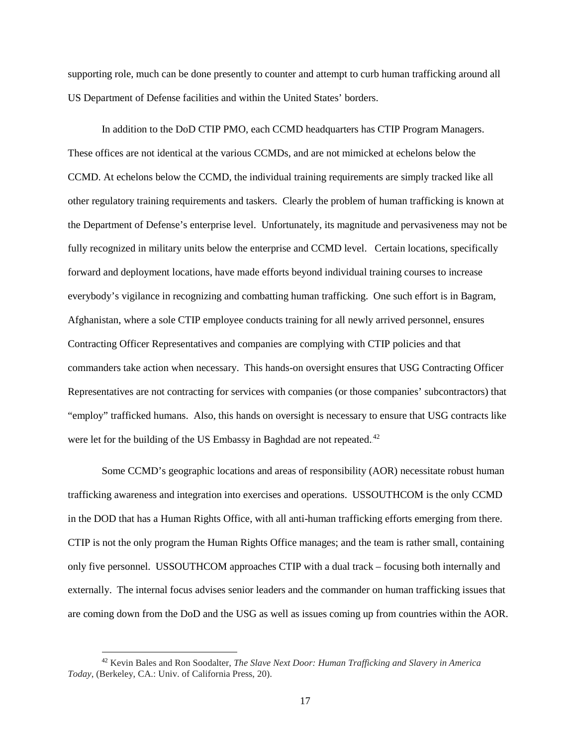supporting role, much can be done presently to counter and attempt to curb human trafficking around all US Department of Defense facilities and within the United States' borders.

In addition to the DoD CTIP PMO, each CCMD headquarters has CTIP Program Managers. These offices are not identical at the various CCMDs, and are not mimicked at echelons below the CCMD. At echelons below the CCMD, the individual training requirements are simply tracked like all other regulatory training requirements and taskers. Clearly the problem of human trafficking is known at the Department of Defense's enterprise level. Unfortunately, its magnitude and pervasiveness may not be fully recognized in military units below the enterprise and CCMD level. Certain locations, specifically forward and deployment locations, have made efforts beyond individual training courses to increase everybody's vigilance in recognizing and combatting human trafficking. One such effort is in Bagram, Afghanistan, where a sole CTIP employee conducts training for all newly arrived personnel, ensures Contracting Officer Representatives and companies are complying with CTIP policies and that commanders take action when necessary. This hands-on oversight ensures that USG Contracting Officer Representatives are not contracting for services with companies (or those companies' subcontractors) that "employ" trafficked humans. Also, this hands on oversight is necessary to ensure that USG contracts like were let for the building of the US Embassy in Baghdad are not repeated.[42]

Some CCMD's geographic locations and areas of responsibility (AOR) necessitate robust human trafficking awareness and integration into exercises and operations. USSOUTHCOM is the only CCMD in the DOD that has a Human Rights Office, with all anti-human trafficking efforts emerging from there. CTIP is not the only program the Human Rights Office manages; and the team is rather small, containing only five personnel. USSOUTHCOM approaches CTIP with a dual track – focusing both internally and externally. The internal focus advises senior leaders and the commander on human trafficking issues that are coming down from the DoD and the USG as well as issues coming up from countries within the AOR.

---

[42] Kevin Bales and Ron Soodalter, *The Slave Next Door: Human Trafficking and Slavery in America Today*, (Berkeley, CA.: Univ. of California Press, 20).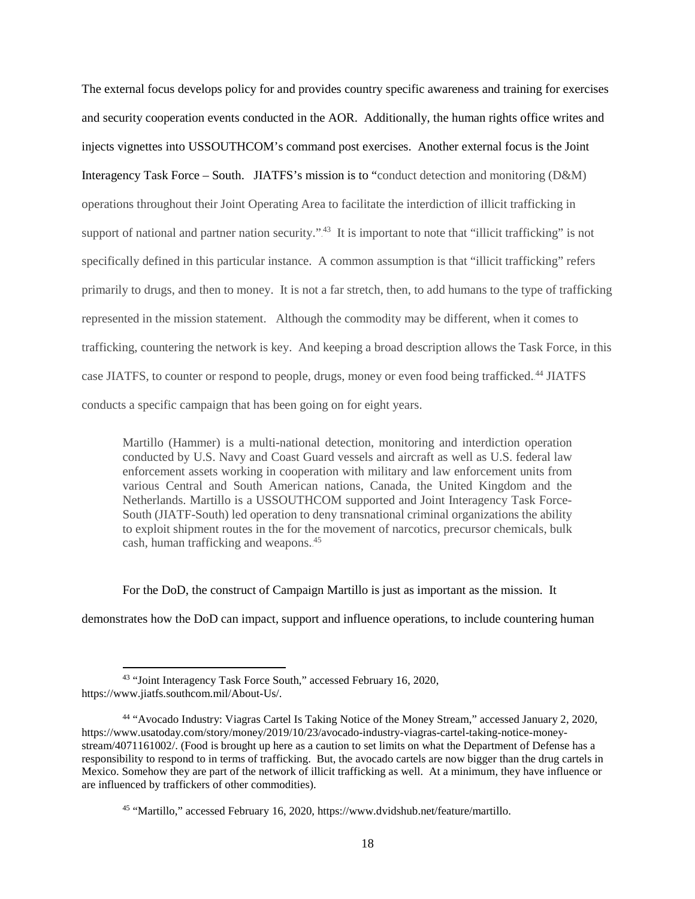The external focus develops policy for and provides country specific awareness and training for exercises and security cooperation events conducted in the AOR. Additionally, the human rights office writes and injects vignettes into USSOUTHCOM's command post exercises. Another external focus is the Joint Interagency Task Force – South. JIATFS's mission is to "conduct detection and monitoring (D&M) operations throughout their Joint Operating Area to facilitate the interdiction of illicit trafficking in support of national and partner nation security."[43] It is important to note that "illicit trafficking" is not specifically defined in this particular instance. A common assumption is that "illicit trafficking" refers primarily to drugs, and then to money. It is not a far stretch, then, to add humans to the type of trafficking represented in the mission statement. Although the commodity may be different, when it comes to trafficking, countering the network is key. And keeping a broad description allows the Task Force, in this case JIATFS, to counter or respond to people, drugs, money or even food being trafficked.[44] JIATFS conducts a specific campaign that has been going on for eight years.

> Martillo (Hammer) is a multi-national detection, monitoring and interdiction operation conducted by U.S. Navy and Coast Guard vessels and aircraft as well as U.S. federal law enforcement assets working in cooperation with military and law enforcement units from various Central and South American nations, Canada, the United Kingdom and the Netherlands. Martillo is a USSOUTHCOM supported and Joint Interagency Task Force-South (JIATF-South) led operation to deny transnational criminal organizations the ability to exploit shipment routes in the for the movement of narcotics, precursor chemicals, bulk cash, human trafficking and weapons.[45]

For the DoD, the construct of Campaign Martillo is just as important as the mission. It demonstrates how the DoD can impact, support and influence operations, to include countering human

---

[43] "Joint Interagency Task Force South," accessed February 16, 2020, https://www.jiatfs.southcom.mil/About-Us/.

[44] "Avocado Industry: Viagras Cartel Is Taking Notice of the Money Stream," accessed January 2, 2020, https://www.usatoday.com/story/money/2019/10/23/avocado-industry-viagras-cartel-taking-notice-money-stream/4071161002/. (Food is brought up here as a caution to set limits on what the Department of Defense has a responsibility to respond to in terms of trafficking. But, the avocado cartels are now bigger than the drug cartels in Mexico. Somehow they are part of the network of illicit trafficking as well. At a minimum, they have influence or are influenced by traffickers of other commodities).

[45] "Martillo," accessed February 16, 2020, https://www.dvidshub.net/feature/martillo.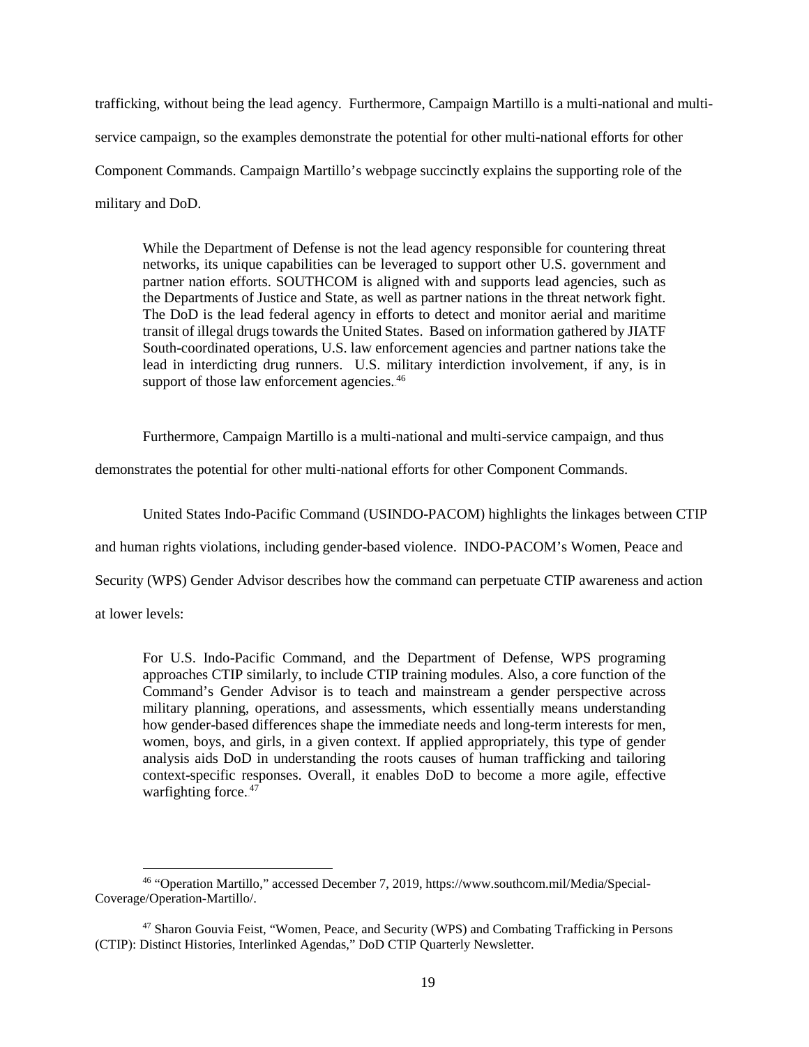trafficking, without being the lead agency. Furthermore, Campaign Martillo is a multi-national and multi-service campaign, so the examples demonstrate the potential for other multi-national efforts for other Component Commands. Campaign Martillo's webpage succinctly explains the supporting role of the military and DoD.

> While the Department of Defense is not the lead agency responsible for countering threat networks, its unique capabilities can be leveraged to support other U.S. government and partner nation efforts. SOUTHCOM is aligned with and supports lead agencies, such as the Departments of Justice and State, as well as partner nations in the threat network fight. The DoD is the lead federal agency in efforts to detect and monitor aerial and maritime transit of illegal drugs towards the United States. Based on information gathered by JIATF South-coordinated operations, U.S. law enforcement agencies and partner nations take the lead in interdicting drug runners. U.S. military interdiction involvement, if any, is in support of those law enforcement agencies.[46]

Furthermore, Campaign Martillo is a multi-national and multi-service campaign, and thus demonstrates the potential for other multi-national efforts for other Component Commands.

United States Indo-Pacific Command (USINDO-PACOM) highlights the linkages between CTIP and human rights violations, including gender-based violence. INDO-PACOM's Women, Peace and Security (WPS) Gender Advisor describes how the command can perpetuate CTIP awareness and action at lower levels:

> For U.S. Indo-Pacific Command, and the Department of Defense, WPS programing approaches CTIP similarly, to include CTIP training modules. Also, a core function of the Command's Gender Advisor is to teach and mainstream a gender perspective across military planning, operations, and assessments, which essentially means understanding how gender-based differences shape the immediate needs and long-term interests for men, women, boys, and girls, in a given context. If applied appropriately, this type of gender analysis aids DoD in understanding the roots causes of human trafficking and tailoring context-specific responses. Overall, it enables DoD to become a more agile, effective warfighting force.[47]

---

[46] "Operation Martillo," accessed December 7, 2019, https://www.southcom.mil/Media/Special-Coverage/Operation-Martillo/.

[47] Sharon Gouvia Feist, "Women, Peace, and Security (WPS) and Combating Trafficking in Persons (CTIP): Distinct Histories, Interlinked Agendas," DoD CTIP Quarterly Newsletter.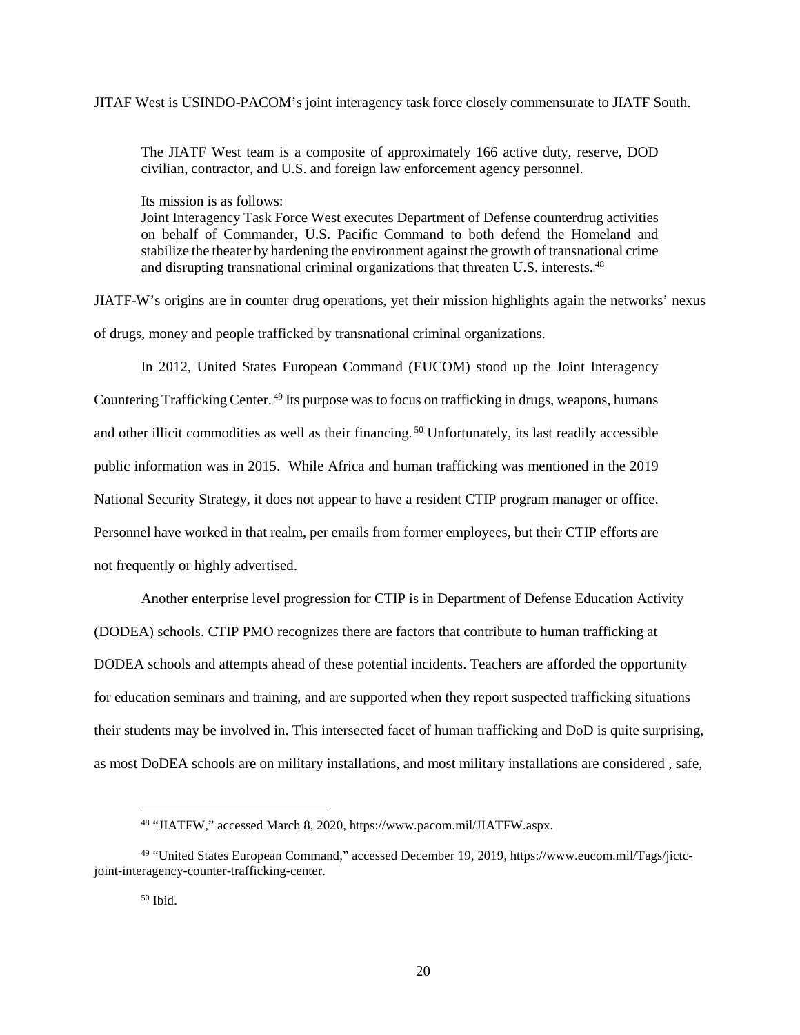JITAF West is USINDO-PACOM's joint interagency task force closely commensurate to JIATF South.

> The JIATF West team is a composite of approximately 166 active duty, reserve, DOD civilian, contractor, and U.S. and foreign law enforcement agency personnel.
>
> Its mission is as follows:
> Joint Interagency Task Force West executes Department of Defense counterdrug activities on behalf of Commander, U.S. Pacific Command to both defend the Homeland and stabilize the theater by hardening the environment against the growth of transnational crime and disrupting transnational criminal organizations that threaten U.S. interests.[48]

JIATF-W's origins are in counter drug operations, yet their mission highlights again the networks' nexus of drugs, money and people trafficked by transnational criminal organizations.

In 2012, United States European Command (EUCOM) stood up the Joint Interagency Countering Trafficking Center.[49] Its purpose was to focus on trafficking in drugs, weapons, humans and other illicit commodities as well as their financing.[50] Unfortunately, its last readily accessible public information was in 2015. While Africa and human trafficking was mentioned in the 2019 National Security Strategy, it does not appear to have a resident CTIP program manager or office. Personnel have worked in that realm, per emails from former employees, but their CTIP efforts are not frequently or highly advertised.

Another enterprise level progression for CTIP is in Department of Defense Education Activity (DODEA) schools. CTIP PMO recognizes there are factors that contribute to human trafficking at DODEA schools and attempts ahead of these potential incidents. Teachers are afforded the opportunity for education seminars and training, and are supported when they report suspected trafficking situations their students may be involved in. This intersected facet of human trafficking and DoD is quite surprising, as most DoDEA schools are on military installations, and most military installations are considered , safe,

---

[48] "JIATFW," accessed March 8, 2020, https://www.pacom.mil/JIATFW.aspx.

[49] "United States European Command," accessed December 19, 2019, https://www.eucom.mil/Tags/jictc-joint-interagency-counter-trafficking-center.

[50] Ibid.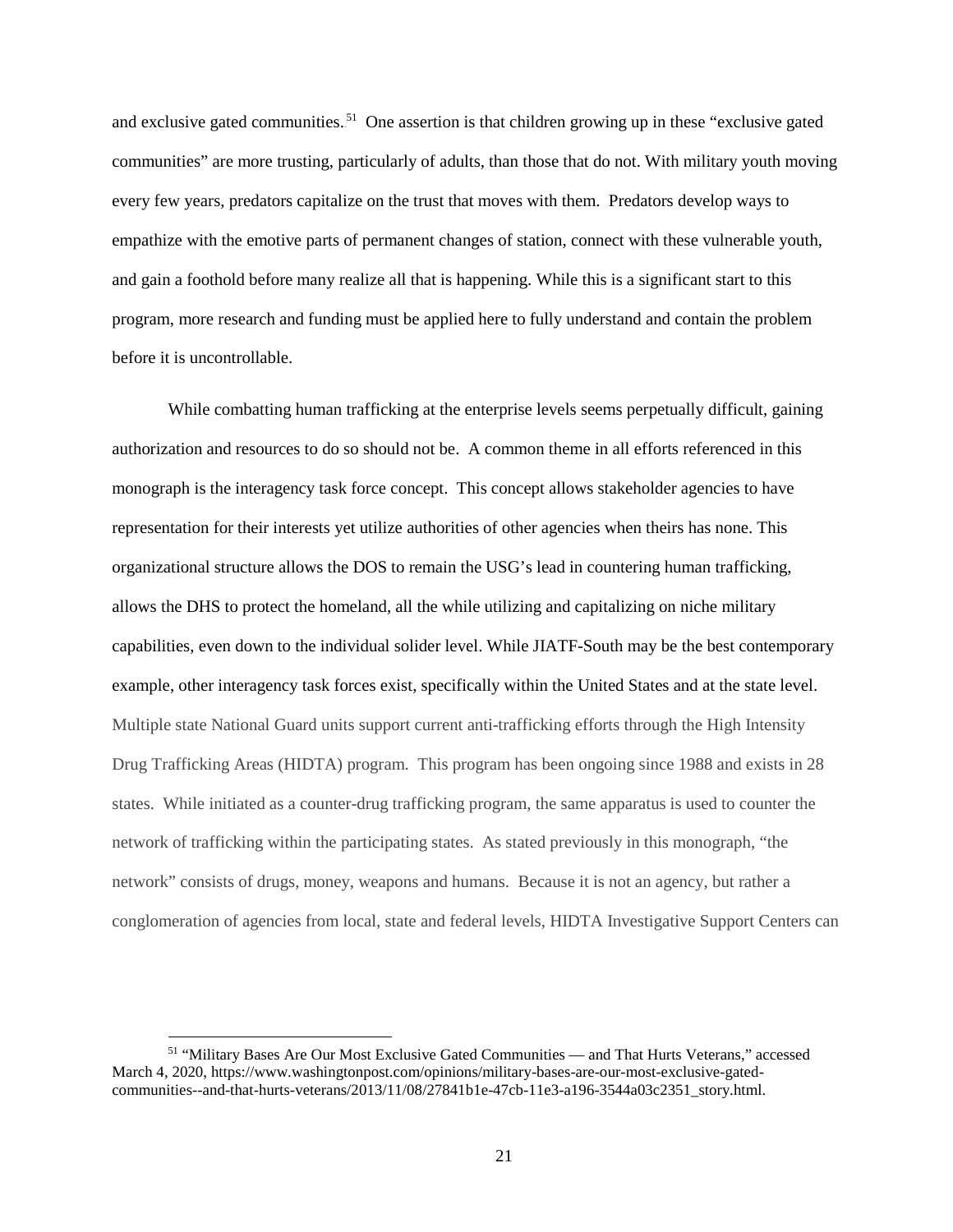and exclusive gated communities.[51] One assertion is that children growing up in these "exclusive gated communities" are more trusting, particularly of adults, than those that do not. With military youth moving every few years, predators capitalize on the trust that moves with them. Predators develop ways to empathize with the emotive parts of permanent changes of station, connect with these vulnerable youth, and gain a foothold before many realize all that is happening. While this is a significant start to this program, more research and funding must be applied here to fully understand and contain the problem before it is uncontrollable.

While combatting human trafficking at the enterprise levels seems perpetually difficult, gaining authorization and resources to do so should not be. A common theme in all efforts referenced in this monograph is the interagency task force concept. This concept allows stakeholder agencies to have representation for their interests yet utilize authorities of other agencies when theirs has none. This organizational structure allows the DOS to remain the USG's lead in countering human trafficking, allows the DHS to protect the homeland, all the while utilizing and capitalizing on niche military capabilities, even down to the individual solider level. While JIATF-South may be the best contemporary example, other interagency task forces exist, specifically within the United States and at the state level. Multiple state National Guard units support current anti-trafficking efforts through the High Intensity Drug Trafficking Areas (HIDTA) program. This program has been ongoing since 1988 and exists in 28 states. While initiated as a counter-drug trafficking program, the same apparatus is used to counter the network of trafficking within the participating states. As stated previously in this monograph, "the network" consists of drugs, money, weapons and humans. Because it is not an agency, but rather a conglomeration of agencies from local, state and federal levels, HIDTA Investigative Support Centers can

[51] "Military Bases Are Our Most Exclusive Gated Communities — and That Hurts Veterans," accessed March 4, 2020, https://www.washingtonpost.com/opinions/military-bases-are-our-most-exclusive-gated-communities--and-that-hurts-veterans/2013/11/08/27841b1e-47cb-11e3-a196-3544a03c2351_story.html.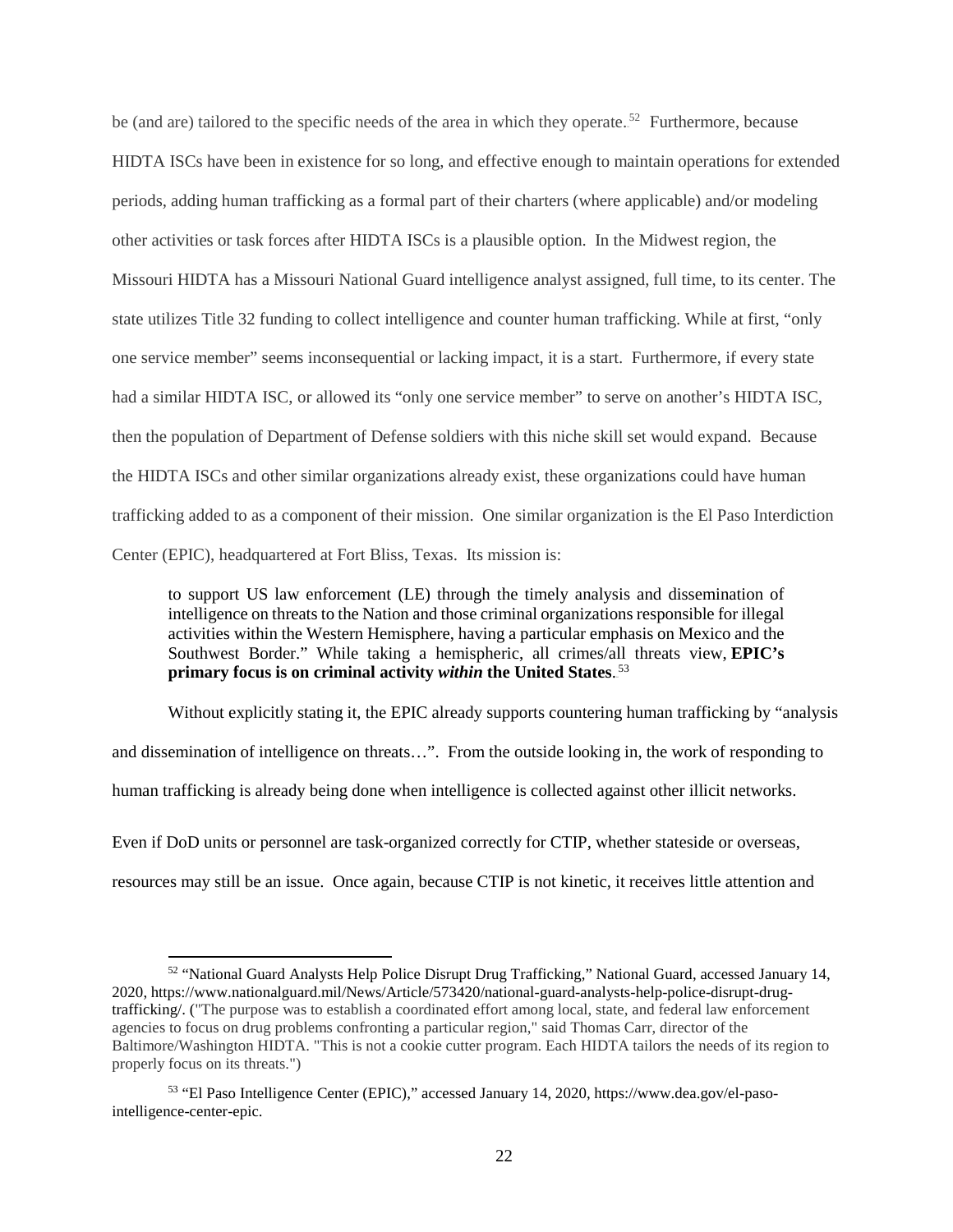be (and are) tailored to the specific needs of the area in which they operate.[52] Furthermore, because HIDTA ISCs have been in existence for so long, and effective enough to maintain operations for extended periods, adding human trafficking as a formal part of their charters (where applicable) and/or modeling other activities or task forces after HIDTA ISCs is a plausible option. In the Midwest region, the Missouri HIDTA has a Missouri National Guard intelligence analyst assigned, full time, to its center. The state utilizes Title 32 funding to collect intelligence and counter human trafficking. While at first, "only one service member" seems inconsequential or lacking impact, it is a start. Furthermore, if every state had a similar HIDTA ISC, or allowed its "only one service member" to serve on another's HIDTA ISC, then the population of Department of Defense soldiers with this niche skill set would expand. Because the HIDTA ISCs and other similar organizations already exist, these organizations could have human trafficking added to as a component of their mission. One similar organization is the El Paso Interdiction Center (EPIC), headquartered at Fort Bliss, Texas. Its mission is:

> to support US law enforcement (LE) through the timely analysis and dissemination of intelligence on threats to the Nation and those criminal organizations responsible for illegal activities within the Western Hemisphere, having a particular emphasis on Mexico and the Southwest Border." While taking a hemispheric, all crimes/all threats view, **EPIC's primary focus is on criminal activity *within* the United States**.[53]

Without explicitly stating it, the EPIC already supports countering human trafficking by "analysis and dissemination of intelligence on threats…". From the outside looking in, the work of responding to human trafficking is already being done when intelligence is collected against other illicit networks.

Even if DoD units or personnel are task-organized correctly for CTIP, whether stateside or overseas, resources may still be an issue. Once again, because CTIP is not kinetic, it receives little attention and

---

[52] "National Guard Analysts Help Police Disrupt Drug Trafficking," National Guard, accessed January 14, 2020, https://www.nationalguard.mil/News/Article/573420/national-guard-analysts-help-police-disrupt-drug-trafficking/. ("The purpose was to establish a coordinated effort among local, state, and federal law enforcement agencies to focus on drug problems confronting a particular region," said Thomas Carr, director of the Baltimore/Washington HIDTA. "This is not a cookie cutter program. Each HIDTA tailors the needs of its region to properly focus on its threats.")

[53] "El Paso Intelligence Center (EPIC)," accessed January 14, 2020, https://www.dea.gov/el-paso-intelligence-center-epic.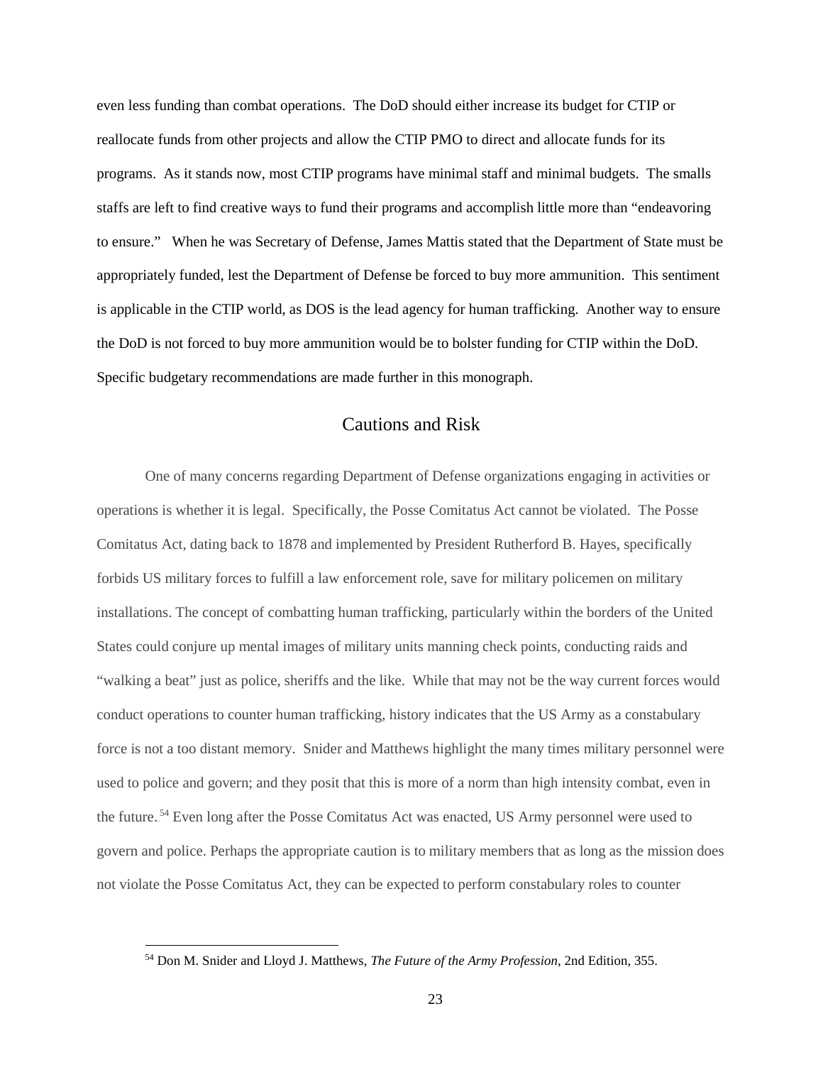even less funding than combat operations. The DoD should either increase its budget for CTIP or reallocate funds from other projects and allow the CTIP PMO to direct and allocate funds for its programs. As it stands now, most CTIP programs have minimal staff and minimal budgets. The smalls staffs are left to find creative ways to fund their programs and accomplish little more than "endeavoring to ensure." When he was Secretary of Defense, James Mattis stated that the Department of State must be appropriately funded, lest the Department of Defense be forced to buy more ammunition. This sentiment is applicable in the CTIP world, as DOS is the lead agency for human trafficking. Another way to ensure the DoD is not forced to buy more ammunition would be to bolster funding for CTIP within the DoD. Specific budgetary recommendations are made further in this monograph.

## Cautions and Risk

One of many concerns regarding Department of Defense organizations engaging in activities or operations is whether it is legal. Specifically, the Posse Comitatus Act cannot be violated. The Posse Comitatus Act, dating back to 1878 and implemented by President Rutherford B. Hayes, specifically forbids US military forces to fulfill a law enforcement role, save for military policemen on military installations. The concept of combatting human trafficking, particularly within the borders of the United States could conjure up mental images of military units manning check points, conducting raids and "walking a beat" just as police, sheriffs and the like. While that may not be the way current forces would conduct operations to counter human trafficking, history indicates that the US Army as a constabulary force is not a too distant memory. Snider and Matthews highlight the many times military personnel were used to police and govern; and they posit that this is more of a norm than high intensity combat, even in the future.[54] Even long after the Posse Comitatus Act was enacted, US Army personnel were used to govern and police. Perhaps the appropriate caution is to military members that as long as the mission does not violate the Posse Comitatus Act, they can be expected to perform constabulary roles to counter

[54] Don M. Snider and Lloyd J. Matthews, *The Future of the Army Profession*, 2nd Edition, 355.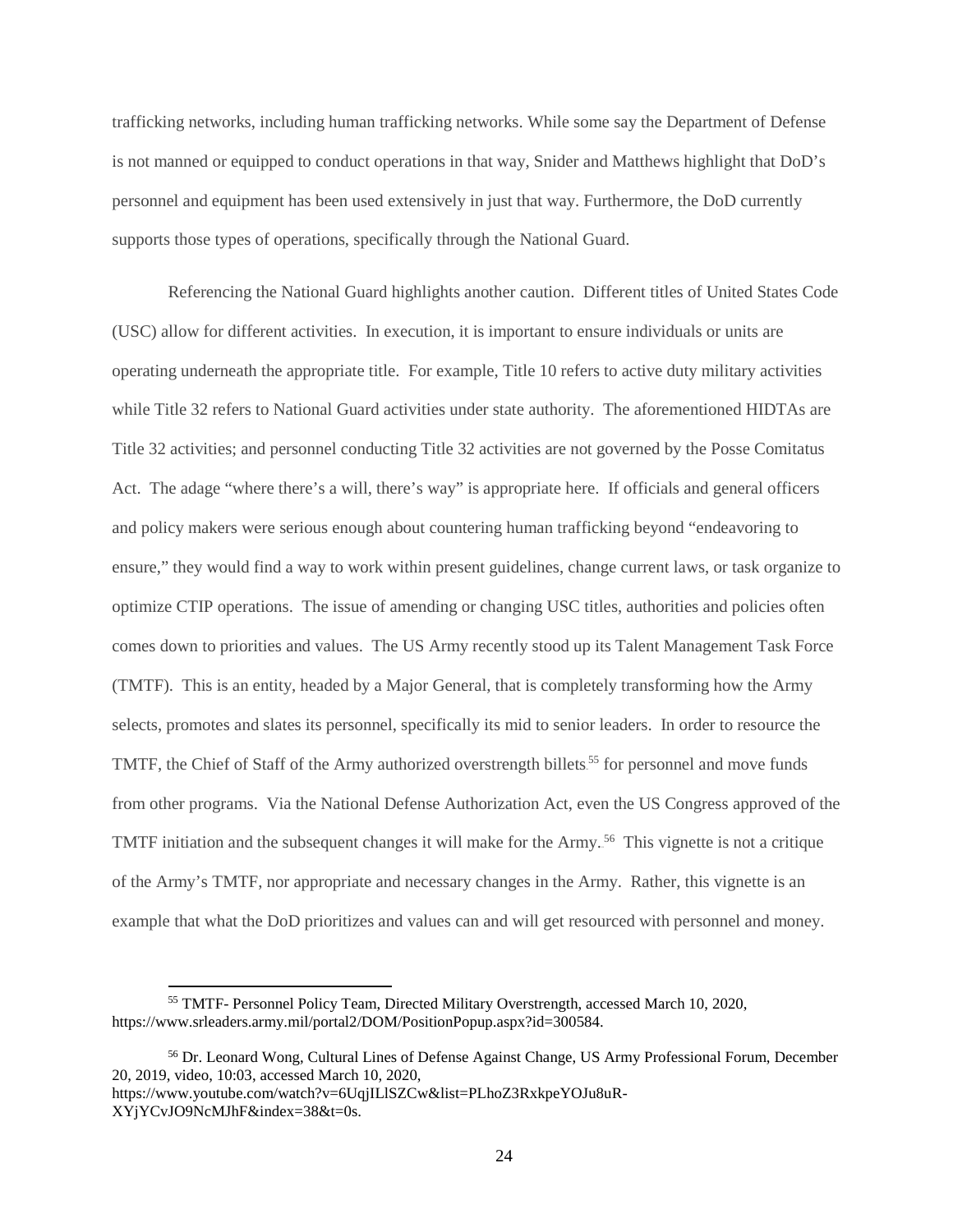trafficking networks, including human trafficking networks. While some say the Department of Defense is not manned or equipped to conduct operations in that way, Snider and Matthews highlight that DoD's personnel and equipment has been used extensively in just that way. Furthermore, the DoD currently supports those types of operations, specifically through the National Guard.

Referencing the National Guard highlights another caution. Different titles of United States Code (USC) allow for different activities. In execution, it is important to ensure individuals or units are operating underneath the appropriate title. For example, Title 10 refers to active duty military activities while Title 32 refers to National Guard activities under state authority. The aforementioned HIDTAs are Title 32 activities; and personnel conducting Title 32 activities are not governed by the Posse Comitatus Act. The adage "where there's a will, there's way" is appropriate here. If officials and general officers and policy makers were serious enough about countering human trafficking beyond "endeavoring to ensure," they would find a way to work within present guidelines, change current laws, or task organize to optimize CTIP operations. The issue of amending or changing USC titles, authorities and policies often comes down to priorities and values. The US Army recently stood up its Talent Management Task Force (TMTF). This is an entity, headed by a Major General, that is completely transforming how the Army selects, promotes and slates its personnel, specifically its mid to senior leaders. In order to resource the TMTF, the Chief of Staff of the Army authorized overstrength billets[55] for personnel and move funds from other programs. Via the National Defense Authorization Act, even the US Congress approved of the TMTF initiation and the subsequent changes it will make for the Army.[56] This vignette is not a critique of the Army's TMTF, nor appropriate and necessary changes in the Army. Rather, this vignette is an example that what the DoD prioritizes and values can and will get resourced with personnel and money.

---

[55] TMTF- Personnel Policy Team, Directed Military Overstrength, accessed March 10, 2020, https://www.srleaders.army.mil/portal2/DOM/PositionPopup.aspx?id=300584.

[56] Dr. Leonard Wong, Cultural Lines of Defense Against Change, US Army Professional Forum, December 20, 2019, video, 10:03, accessed March 10, 2020, https://www.youtube.com/watch?v=6UqjILlSZCw&list=PLhoZ3RxkpeYOJu8uR-XYjYCvJO9NcMJhF&index=38&t=0s.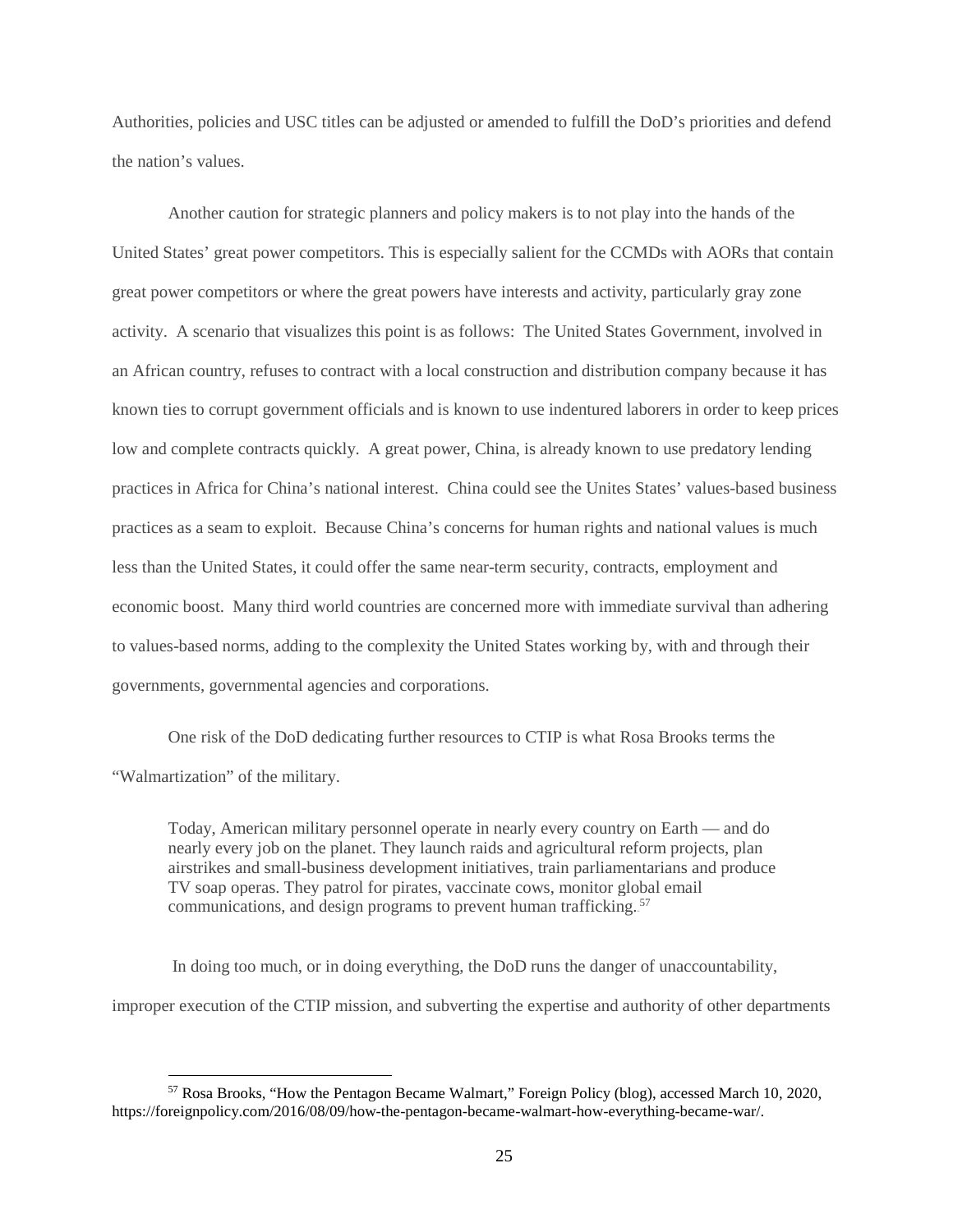Authorities, policies and USC titles can be adjusted or amended to fulfill the DoD's priorities and defend the nation's values.

Another caution for strategic planners and policy makers is to not play into the hands of the United States' great power competitors. This is especially salient for the CCMDs with AORs that contain great power competitors or where the great powers have interests and activity, particularly gray zone activity. A scenario that visualizes this point is as follows: The United States Government, involved in an African country, refuses to contract with a local construction and distribution company because it has known ties to corrupt government officials and is known to use indentured laborers in order to keep prices low and complete contracts quickly. A great power, China, is already known to use predatory lending practices in Africa for China's national interest. China could see the Unites States' values-based business practices as a seam to exploit. Because China's concerns for human rights and national values is much less than the United States, it could offer the same near-term security, contracts, employment and economic boost. Many third world countries are concerned more with immediate survival than adhering to values-based norms, adding to the complexity the United States working by, with and through their governments, governmental agencies and corporations.

One risk of the DoD dedicating further resources to CTIP is what Rosa Brooks terms the "Walmartization" of the military.

> Today, American military personnel operate in nearly every country on Earth — and do nearly every job on the planet. They launch raids and agricultural reform projects, plan airstrikes and small-business development initiatives, train parliamentarians and produce TV soap operas. They patrol for pirates, vaccinate cows, monitor global email communications, and design programs to prevent human trafficking.[57]

In doing too much, or in doing everything, the DoD runs the danger of unaccountability, improper execution of the CTIP mission, and subverting the expertise and authority of other departments

---

[57] Rosa Brooks, "How the Pentagon Became Walmart," Foreign Policy (blog), accessed March 10, 2020, https://foreignpolicy.com/2016/08/09/how-the-pentagon-became-walmart-how-everything-became-war/.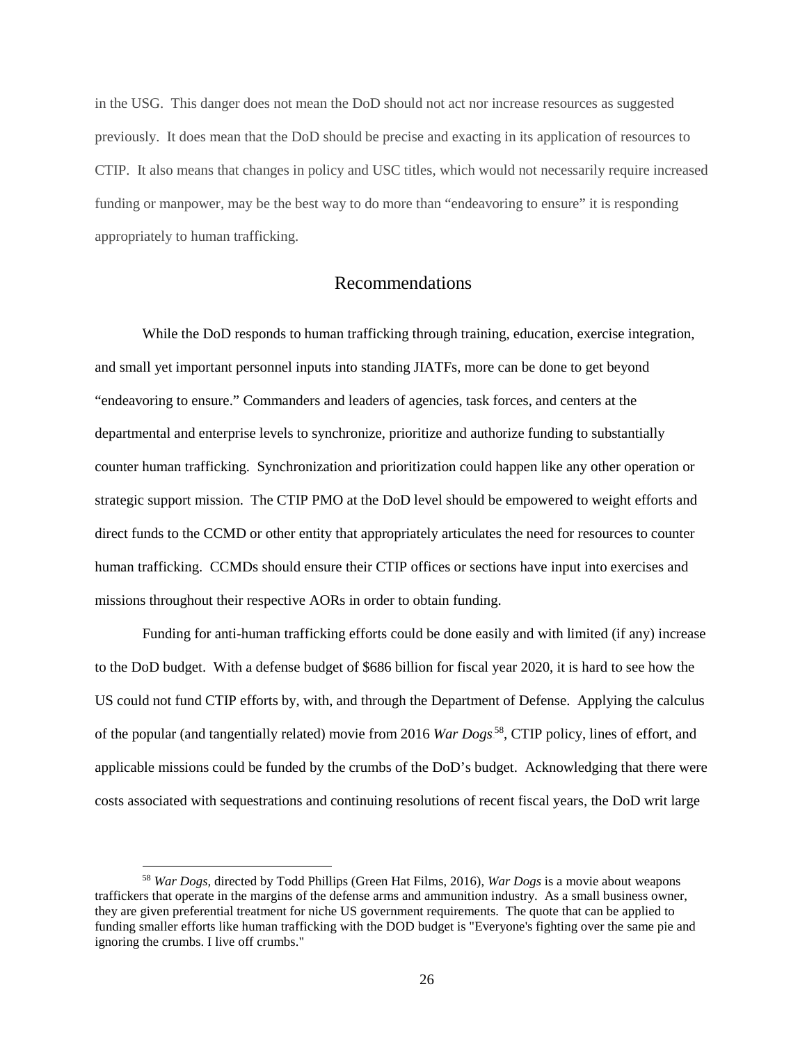in the USG. This danger does not mean the DoD should not act nor increase resources as suggested previously. It does mean that the DoD should be precise and exacting in its application of resources to CTIP. It also means that changes in policy and USC titles, which would not necessarily require increased funding or manpower, may be the best way to do more than "endeavoring to ensure" it is responding appropriately to human trafficking.

## Recommendations

While the DoD responds to human trafficking through training, education, exercise integration, and small yet important personnel inputs into standing JIATFs, more can be done to get beyond "endeavoring to ensure." Commanders and leaders of agencies, task forces, and centers at the departmental and enterprise levels to synchronize, prioritize and authorize funding to substantially counter human trafficking. Synchronization and prioritization could happen like any other operation or strategic support mission. The CTIP PMO at the DoD level should be empowered to weight efforts and direct funds to the CCMD or other entity that appropriately articulates the need for resources to counter human trafficking. CCMDs should ensure their CTIP offices or sections have input into exercises and missions throughout their respective AORs in order to obtain funding.

Funding for anti-human trafficking efforts could be done easily and with limited (if any) increase to the DoD budget. With a defense budget of $686 billion for fiscal year 2020, it is hard to see how the US could not fund CTIP efforts by, with, and through the Department of Defense. Applying the calculus of the popular (and tangentially related) movie from 2016 *War Dogs*[58], CTIP policy, lines of effort, and applicable missions could be funded by the crumbs of the DoD's budget. Acknowledging that there were costs associated with sequestrations and continuing resolutions of recent fiscal years, the DoD writ large

[58] *War Dogs*, directed by Todd Phillips (Green Hat Films, 2016), *War Dogs* is a movie about weapons traffickers that operate in the margins of the defense arms and ammunition industry. As a small business owner, they are given preferential treatment for niche US government requirements. The quote that can be applied to funding smaller efforts like human trafficking with the DOD budget is "Everyone's fighting over the same pie and ignoring the crumbs. I live off crumbs."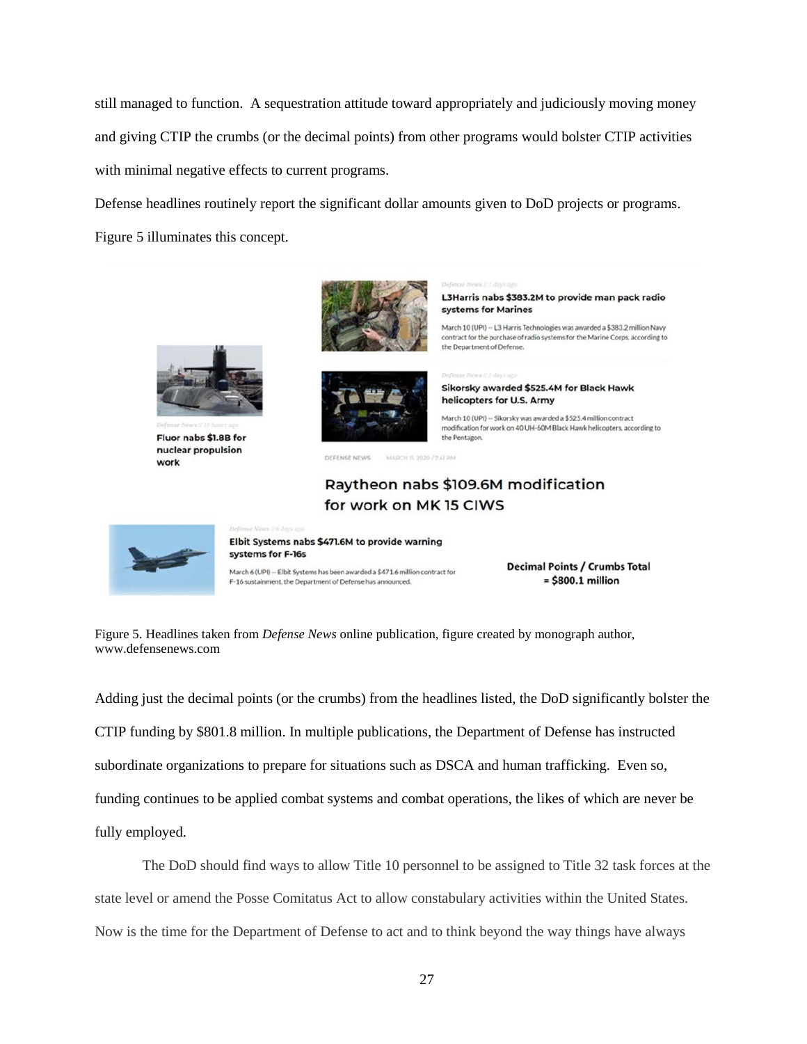still managed to function. A sequestration attitude toward appropriately and judiciously moving money and giving CTIP the crumbs (or the decimal points) from other programs would bolster CTIP activities with minimal negative effects to current programs.

Defense headlines routinely report the significant dollar amounts given to DoD projects or programs. Figure 5 illuminates this concept.

Defense News // 2 days ago

**L3Harris nabs $383.2M to provide man pack radio systems for Marines**

March 10 (UPI) -- L3 Harris Technologies was awarded a $383.2 million Navy contract for the purchase of radio systems for the Marine Corps, according to the Department of Defense.

Defense News // 16 hours ago

**Fluor nabs $1.8B for nuclear propulsion work**

Defense News // 2 days ago

**Sikorsky awarded $525.4M for Black Hawk helicopters for U.S. Army**

March 10 (UPI) -- Sikorsky was awarded a $525.4 million contract modification for work on 40 UH-60M Black Hawk helicopters, according to the Pentagon.

DEFENSE NEWS MARCH 11, 2020 / 7:43 PM

**Raytheon nabs $109.6M modification for work on MK 15 CIWS**

Defense News // 6 days ago

**Elbit Systems nabs $471.6M to provide warning systems for F-16s**

March 6 (UPI) -- Elbit Systems has been awarded a $471.6 million contract for F-16 sustainment, the Department of Defense has announced.

**Decimal Points / Crumbs Total = $800.1 million**

Figure 5. Headlines taken from *Defense News* online publication, figure created by monograph author, www.defensenews.com

Adding just the decimal points (or the crumbs) from the headlines listed, the DoD significantly bolster the CTIP funding by $801.8 million. In multiple publications, the Department of Defense has instructed subordinate organizations to prepare for situations such as DSCA and human trafficking. Even so, funding continues to be applied combat systems and combat operations, the likes of which are never be fully employed.

The DoD should find ways to allow Title 10 personnel to be assigned to Title 32 task forces at the state level or amend the Posse Comitatus Act to allow constabulary activities within the United States. Now is the time for the Department of Defense to act and to think beyond the way things have always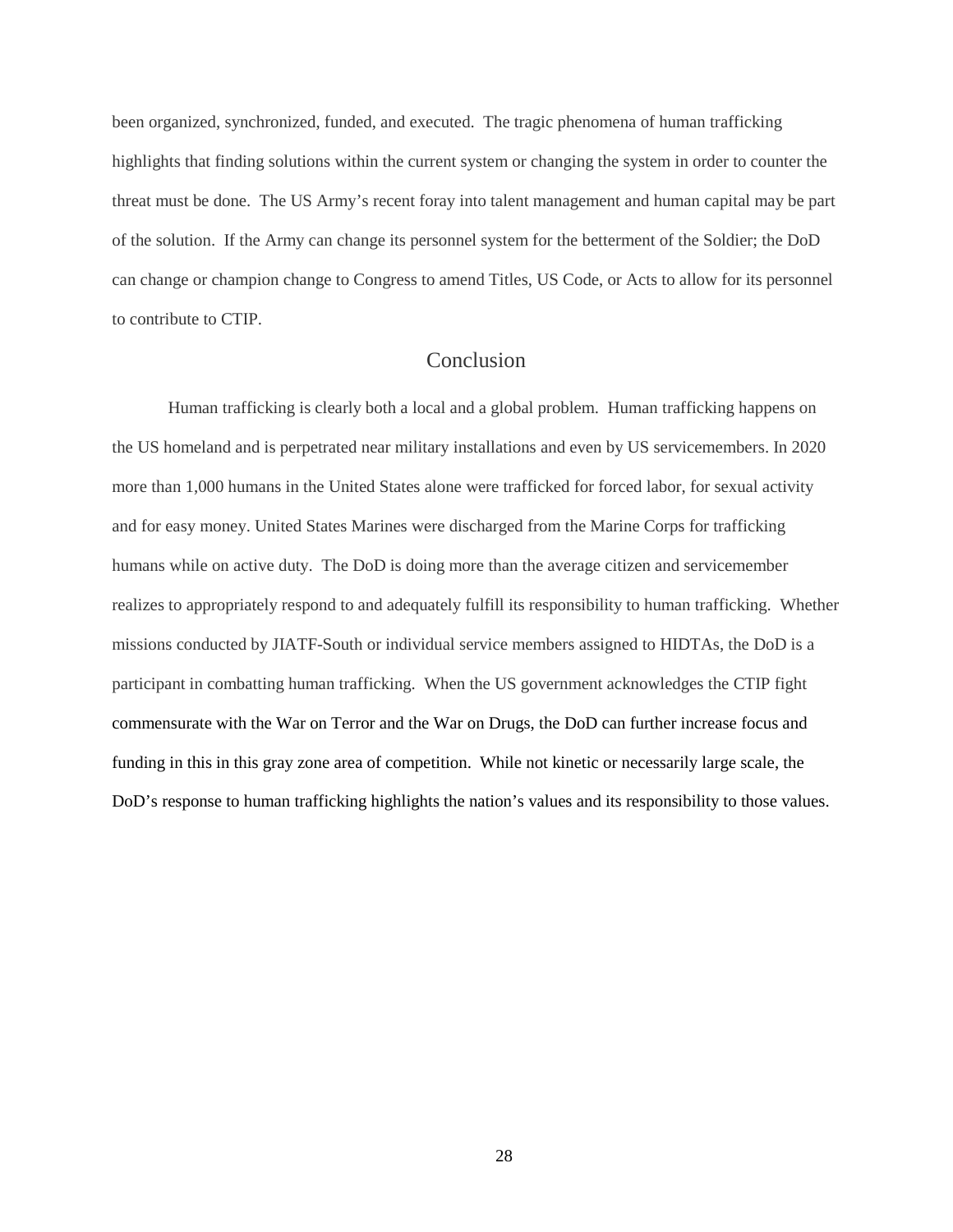been organized, synchronized, funded, and executed. The tragic phenomena of human trafficking highlights that finding solutions within the current system or changing the system in order to counter the threat must be done. The US Army's recent foray into talent management and human capital may be part of the solution. If the Army can change its personnel system for the betterment of the Soldier; the DoD can change or champion change to Congress to amend Titles, US Code, or Acts to allow for its personnel to contribute to CTIP.

## Conclusion

Human trafficking is clearly both a local and a global problem. Human trafficking happens on the US homeland and is perpetrated near military installations and even by US servicemembers. In 2020 more than 1,000 humans in the United States alone were trafficked for forced labor, for sexual activity and for easy money. United States Marines were discharged from the Marine Corps for trafficking humans while on active duty. The DoD is doing more than the average citizen and servicemember realizes to appropriately respond to and adequately fulfill its responsibility to human trafficking. Whether missions conducted by JIATF-South or individual service members assigned to HIDTAs, the DoD is a participant in combatting human trafficking. When the US government acknowledges the CTIP fight commensurate with the War on Terror and the War on Drugs, the DoD can further increase focus and funding in this in this gray zone area of competition. While not kinetic or necessarily large scale, the DoD's response to human trafficking highlights the nation's values and its responsibility to those values.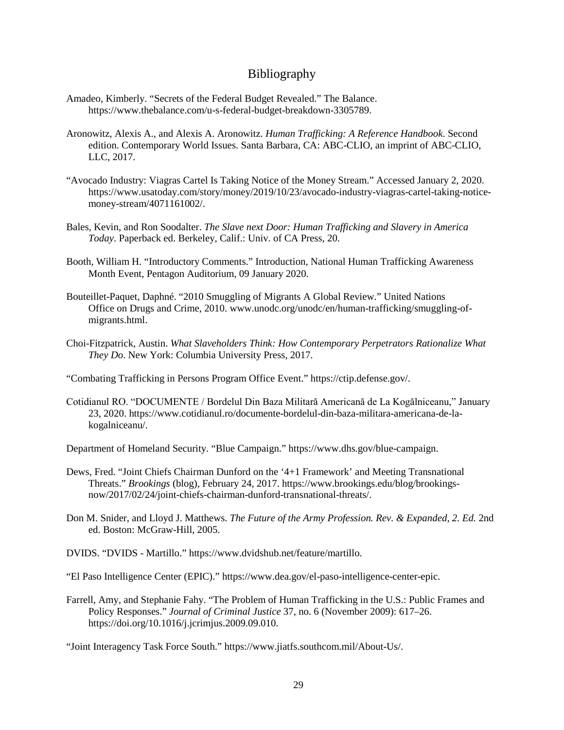# Bibliography

Amadeo, Kimberly. "Secrets of the Federal Budget Revealed." The Balance. https://www.thebalance.com/u-s-federal-budget-breakdown-3305789.

Aronowitz, Alexis A., and Alexis A. Aronowitz. *Human Trafficking: A Reference Handbook*. Second edition. Contemporary World Issues. Santa Barbara, CA: ABC-CLIO, an imprint of ABC-CLIO, LLC, 2017.

"Avocado Industry: Viagras Cartel Is Taking Notice of the Money Stream." Accessed January 2, 2020. https://www.usatoday.com/story/money/2019/10/23/avocado-industry-viagras-cartel-taking-notice-money-stream/4071161002/.

Bales, Kevin, and Ron Soodalter. *The Slave next Door: Human Trafficking and Slavery in America Today*. Paperback ed. Berkeley, Calif.: Univ. of CA Press, 20.

Booth, William H. "Introductory Comments." Introduction, National Human Trafficking Awareness Month Event, Pentagon Auditorium, 09 January 2020.

Bouteillet-Paquet, Daphné. "2010 Smuggling of Migrants A Global Review." United Nations Office on Drugs and Crime, 2010. www.unodc.org/unodc/en/human-trafficking/smuggling-of-migrants.html.

Choi-Fitzpatrick, Austin. *What Slaveholders Think: How Contemporary Perpetrators Rationalize What They Do*. New York: Columbia University Press, 2017.

"Combating Trafficking in Persons Program Office Event." https://ctip.defense.gov/.

Cotidianul RO. "DOCUMENTE / Bordelul Din Baza Militară Americană de La Kogălniceanu," January 23, 2020. https://www.cotidianul.ro/documente-bordelul-din-baza-militara-americana-de-la-kogalniceanu/.

Department of Homeland Security. "Blue Campaign." https://www.dhs.gov/blue-campaign.

Dews, Fred. "Joint Chiefs Chairman Dunford on the '4+1 Framework' and Meeting Transnational Threats." *Brookings* (blog), February 24, 2017. https://www.brookings.edu/blog/brookings-now/2017/02/24/joint-chiefs-chairman-dunford-transnational-threats/.

Don M. Snider, and Lloyd J. Matthews. *The Future of the Army Profession. Rev. & Expanded, 2. Ed.* 2nd ed. Boston: McGraw-Hill, 2005.

DVIDS. "DVIDS - Martillo." https://www.dvidshub.net/feature/martillo.

"El Paso Intelligence Center (EPIC)." https://www.dea.gov/el-paso-intelligence-center-epic.

Farrell, Amy, and Stephanie Fahy. "The Problem of Human Trafficking in the U.S.: Public Frames and Policy Responses." *Journal of Criminal Justice* 37, no. 6 (November 2009): 617–26. https://doi.org/10.1016/j.jcrimjus.2009.09.010.

"Joint Interagency Task Force South." https://www.jiatfs.southcom.mil/About-Us/.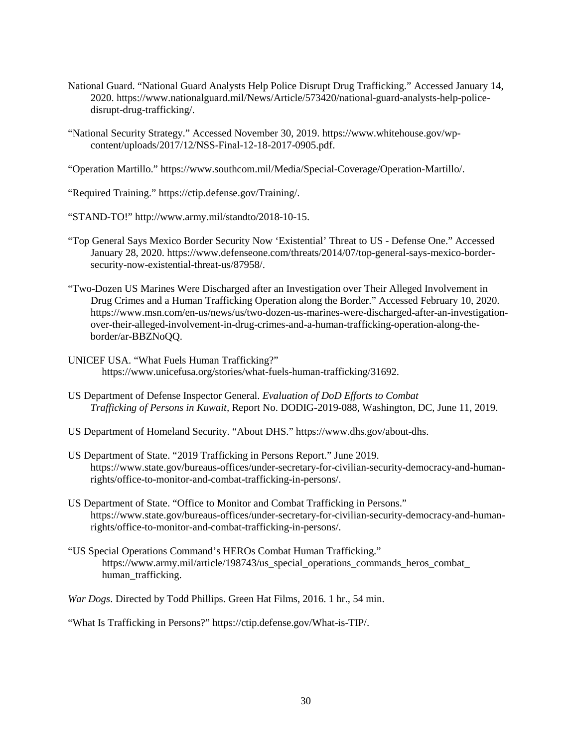National Guard. "National Guard Analysts Help Police Disrupt Drug Trafficking." Accessed January 14, 2020. https://www.nationalguard.mil/News/Article/573420/national-guard-analysts-help-police-disrupt-drug-trafficking/.

"National Security Strategy." Accessed November 30, 2019. https://www.whitehouse.gov/wp-content/uploads/2017/12/NSS-Final-12-18-2017-0905.pdf.

"Operation Martillo." https://www.southcom.mil/Media/Special-Coverage/Operation-Martillo/.

"Required Training." https://ctip.defense.gov/Training/.

"STAND-TO!" http://www.army.mil/standto/2018-10-15.

"Top General Says Mexico Border Security Now 'Existential' Threat to US - Defense One." Accessed January 28, 2020. https://www.defenseone.com/threats/2014/07/top-general-says-mexico-border-security-now-existential-threat-us/87958/.

"Two-Dozen US Marines Were Discharged after an Investigation over Their Alleged Involvement in Drug Crimes and a Human Trafficking Operation along the Border." Accessed February 10, 2020. https://www.msn.com/en-us/news/us/two-dozen-us-marines-were-discharged-after-an-investigation-over-their-alleged-involvement-in-drug-crimes-and-a-human-trafficking-operation-along-the-border/ar-BBZNoQQ.

UNICEF USA. "What Fuels Human Trafficking?" https://www.unicefusa.org/stories/what-fuels-human-trafficking/31692.

US Department of Defense Inspector General. *Evaluation of DoD Efforts to Combat Trafficking of Persons in Kuwait*, Report No. DODIG-2019-088, Washington, DC, June 11, 2019.

US Department of Homeland Security. "About DHS." https://www.dhs.gov/about-dhs.

US Department of State. "2019 Trafficking in Persons Report." June 2019. https://www.state.gov/bureaus-offices/under-secretary-for-civilian-security-democracy-and-human-rights/office-to-monitor-and-combat-trafficking-in-persons/.

US Department of State. "Office to Monitor and Combat Trafficking in Persons." https://www.state.gov/bureaus-offices/under-secretary-for-civilian-security-democracy-and-human-rights/office-to-monitor-and-combat-trafficking-in-persons/.

"US Special Operations Command's HEROs Combat Human Trafficking." https://www.army.mil/article/198743/us_special_operations_commands_heros_combat_human_trafficking.

*War Dogs*. Directed by Todd Phillips. Green Hat Films, 2016. 1 hr., 54 min.

"What Is Trafficking in Persons?" https://ctip.defense.gov/What-is-TIP/.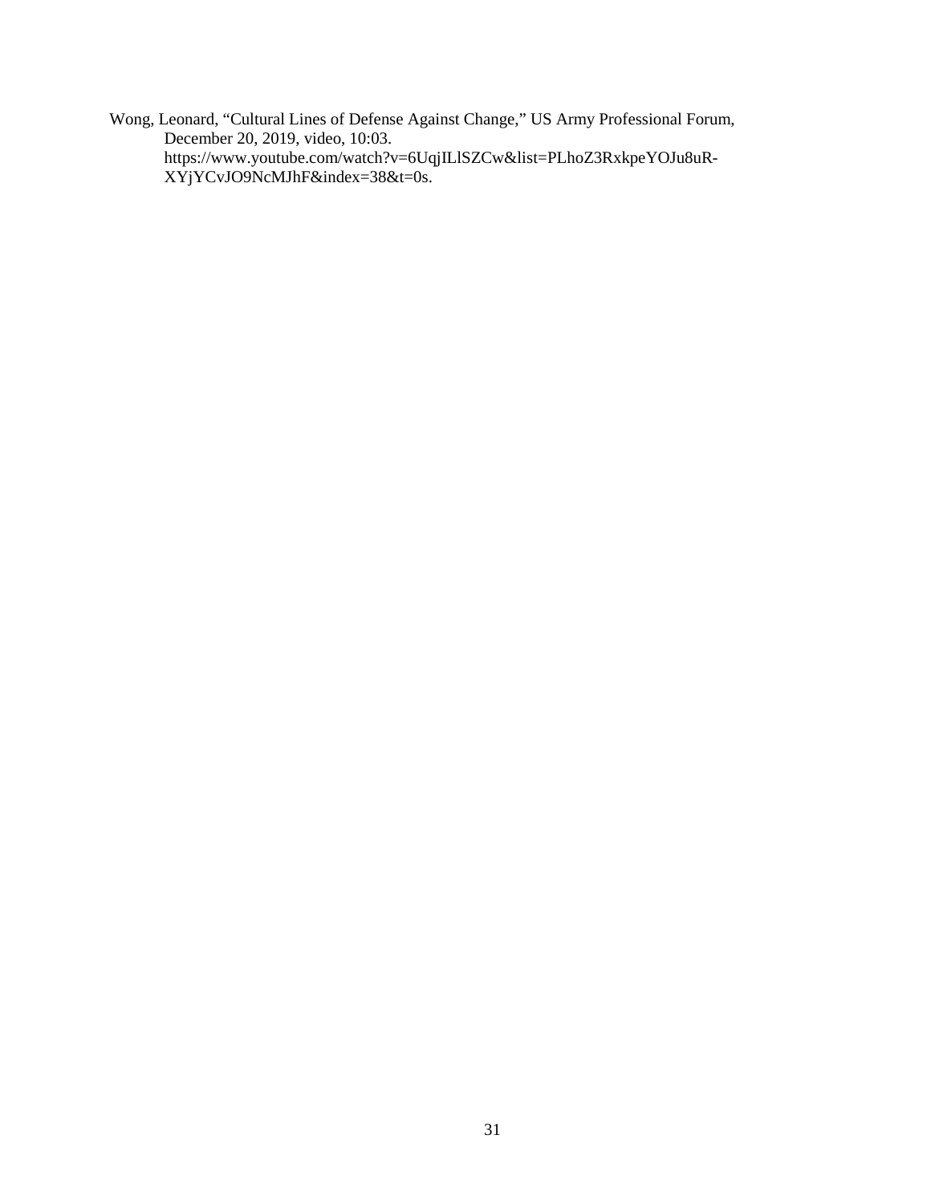Wong, Leonard, “Cultural Lines of Defense Against Change,” US Army Professional Forum, December 20, 2019, video, 10:03. https://www.youtube.com/watch?v=6UqjILlSZCw&list=PLhoZ3RxkpeYOJu8uR-XYjYCvJO9NcMJhF&index=38&t=0s.